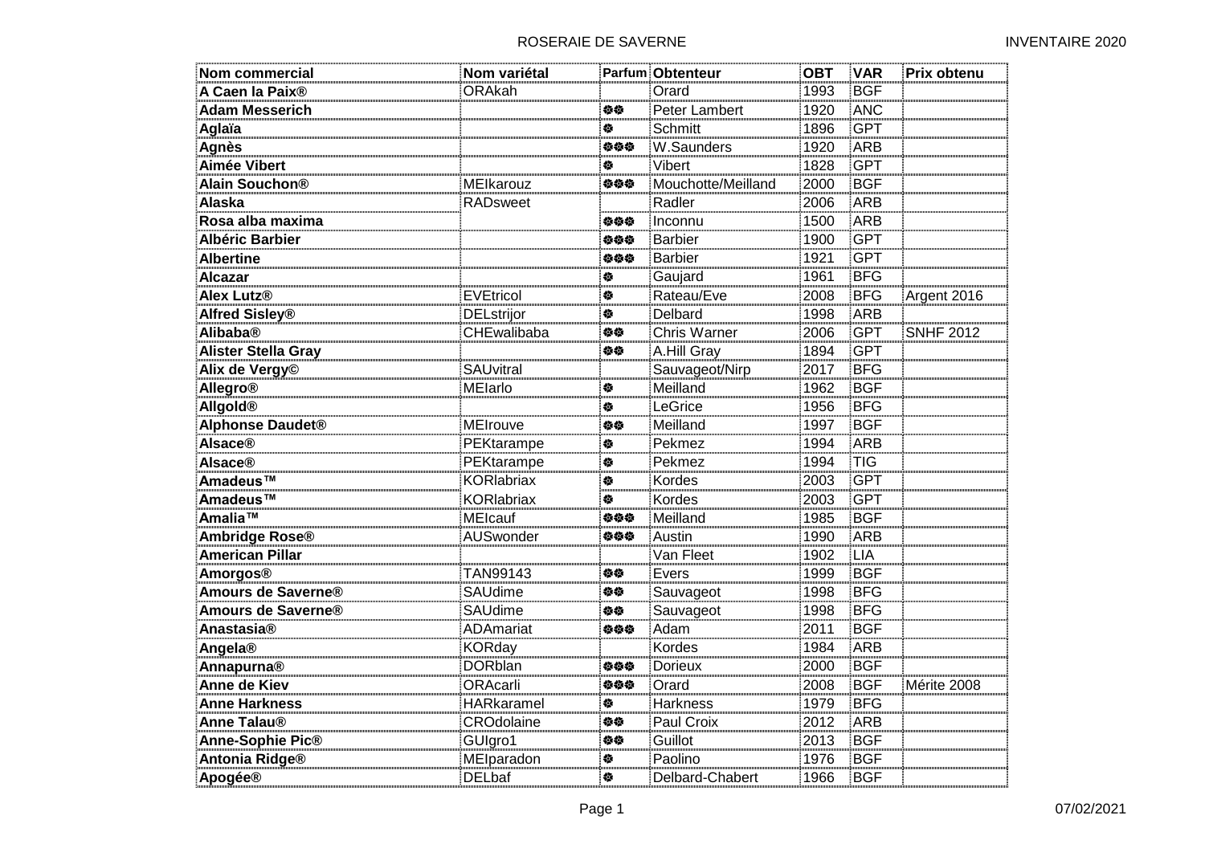# ROSERAIE DE SAVERNE

INVENTAIRE 2020

| Nom commercial | Nom variétal | Parfum | Obtenteur | OBT | VAR | Prix obtenu |
|---|---|---|---|---|---|---|
| **A Caen la Paix®** | ORAkah | | Orard | 1993 | BGF | |
| **Adam Messerich** | | ❁❁ | Peter Lambert | 1920 | ANC | |
| **Aglaïa** | | ❁ | Schmitt | 1896 | GPT | |
| **Agnès** | | ❁❁❁ | W.Saunders | 1920 | ARB | |
| **Aimée Vibert** | | ❁ | Vibert | 1828 | GPT | |
| **Alain Souchon®** | MEIkarouz | ❁❁❁ | Mouchotte/Meilland | 2000 | BGF | |
| **Alaska** | RADsweet | | Radler | 2006 | ARB | |
| **Rosa alba maxima** | | ❁❁❁ | Inconnu | 1500 | ARB | |
| **Albéric Barbier** | | ❁❁❁ | Barbier | 1900 | GPT | |
| **Albertine** | | ❁❁❁ | Barbier | 1921 | GPT | |
| **Alcazar** | | ❁ | Gaujard | 1961 | BFG | |
| **Alex Lutz®** | EVEtricol | ❁ | Rateau/Eve | 2008 | BFG | Argent 2016 |
| **Alfred Sisley®** | DELstrijor | ❁ | Delbard | 1998 | ARB | |
| **Alibaba®** | CHEwalibaba | ❁❁ | Chris Warner | 2006 | GPT | SNHF 2012 |
| **Alister Stella Gray** | | ❁❁ | A.Hill Gray | 1894 | GPT | |
| **Alix de Vergy©** | SAUvitral | | Sauvageot/Nirp | 2017 | BFG | |
| **Allegro®** | MEIarlo | ❁ | Meilland | 1962 | BGF | |
| **Allgold®** | | ❁ | LeGrice | 1956 | BFG | |
| **Alphonse Daudet®** | MEIrouve | ❁❁ | Meilland | 1997 | BGF | |
| **Alsace®** | PEKtarampe | ❁ | Pekmez | 1994 | ARB | |
| **Alsace®** | PEKtarampe | ❁ | Pekmez | 1994 | TIG | |
| **Amadeus™** | KORlabriax | ❁ | Kordes | 2003 | GPT | |
| **Amadeus™** | KORlabriax | ❁ | Kordes | 2003 | GPT | |
| **Amalia™** | MEIcauf | ❁❁❁ | Meilland | 1985 | BGF | |
| **Ambridge Rose®** | AUSwonder | ❁❁❁ | Austin | 1990 | ARB | |
| **American Pillar** | | | Van Fleet | 1902 | LIA | |
| **Amorgos®** | TAN99143 | ❁❁ | Evers | 1999 | BGF | |
| **Amours de Saverne®** | SAUdime | ❁❁ | Sauvageot | 1998 | BFG | |
| **Amours de Saverne®** | SAUdime | ❁❁ | Sauvageot | 1998 | BFG | |
| **Anastasia®** | ADAmariat | ❁❁❁ | Adam | 2011 | BGF | |
| **Angela®** | KORday | | Kordes | 1984 | ARB | |
| **Annapurna®** | DORblan | ❁❁❁ | Dorieux | 2000 | BGF | |
| **Anne de Kiev** | ORAcarli | ❁❁❁ | Orard | 2008 | BGF | Mérite 2008 |
| **Anne Harkness** | HARkaramel | ❁ | Harkness | 1979 | BFG | |
| **Anne Talau®** | CROdolaine | ❁❁ | Paul Croix | 2012 | ARB | |
| **Anne-Sophie Pic®** | GUIgro1 | ❁❁ | Guillot | 2013 | BGF | |
| **Antonia Ridge®** | MEIparadon | ❁ | Paolino | 1976 | BGF | |
| **Apogée®** | DELbaf | ❁ | Delbard-Chabert | 1966 | BGF | |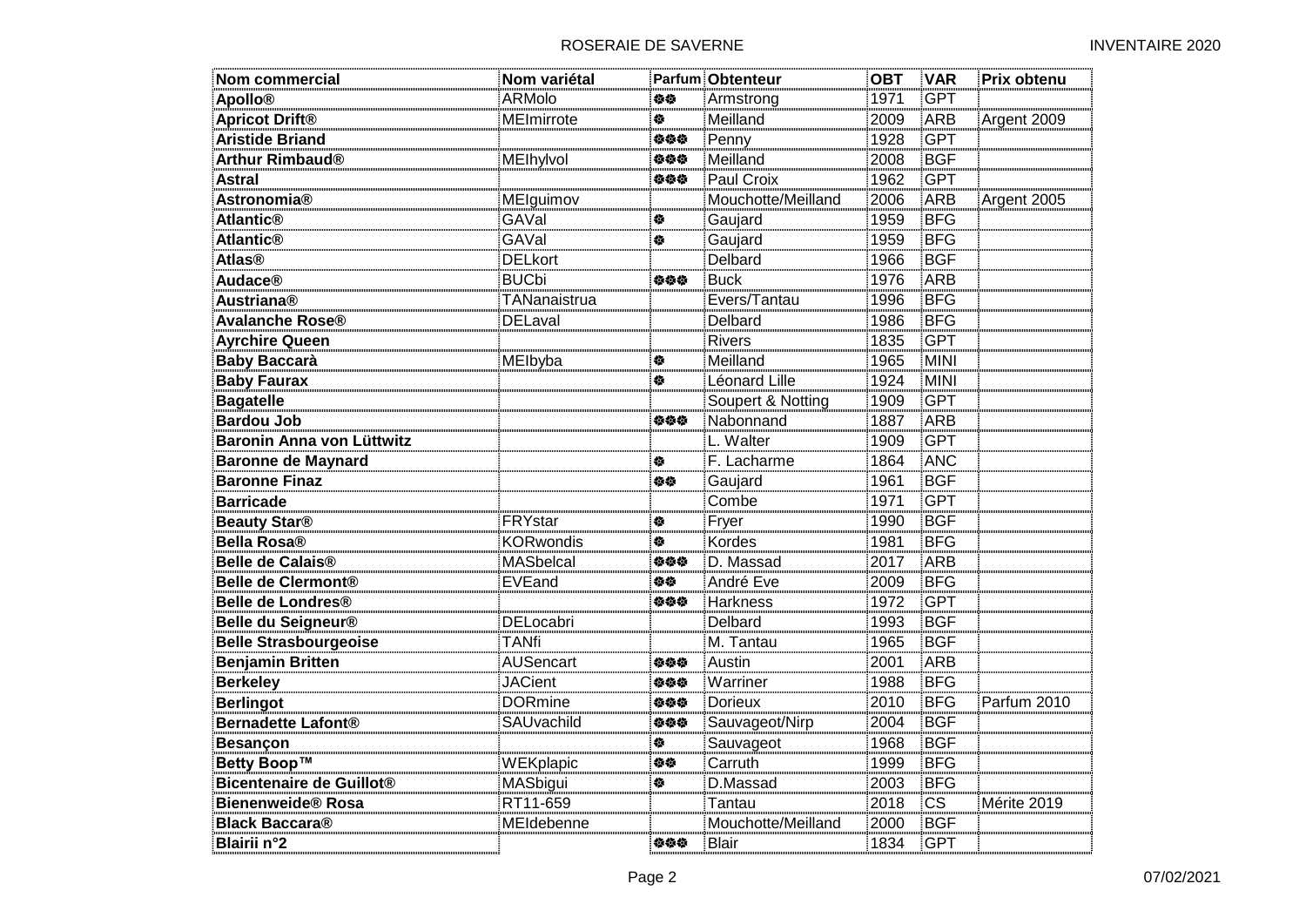| Nom commercial | Nom variétal | Parfum | Obtenteur | OBT | VAR | Prix obtenu |
|---|---|---|---|---|---|---|
| **Apollo®** | ARMolo | ❁❁ | Armstrong | 1971 | GPT | |
| **Apricot Drift®** | MEImirrote | ❁ | Meilland | 2009 | ARB | Argent 2009 |
| **Aristide Briand** | | ❁❁❁ | Penny | 1928 | GPT | |
| **Arthur Rimbaud®** | MEIhylvol | ❁❁❁ | Meilland | 2008 | BGF | |
| **Astral** | | ❁❁❁ | Paul Croix | 1962 | GPT | |
| **Astronomia®** | MEIguimov | | Mouchotte/Meilland | 2006 | ARB | Argent 2005 |
| **Atlantic®** | GAVal | ❁ | Gaujard | 1959 | BFG | |
| **Atlantic®** | GAVal | ❁ | Gaujard | 1959 | BFG | |
| **Atlas®** | DELkort | | Delbard | 1966 | BGF | |
| **Audace®** | BUCbi | ❁❁❁ | Buck | 1976 | ARB | |
| **Austriana®** | TANanaistrua | | Evers/Tantau | 1996 | BFG | |
| **Avalanche Rose®** | DELaval | | Delbard | 1986 | BFG | |
| **Ayrchire Queen** | | | Rivers | 1835 | GPT | |
| **Baby Baccarà** | MEIbyba | ❁ | Meilland | 1965 | MINI | |
| **Baby Faurax** | | ❁ | Léonard Lille | 1924 | MINI | |
| **Bagatelle** | | | Soupert & Notting | 1909 | GPT | |
| **Bardou Job** | | ❁❁❁ | Nabonnand | 1887 | ARB | |
| **Baronin Anna von Lüttwitz** | | | L. Walter | 1909 | GPT | |
| **Baronne de Maynard** | | ❁ | F. Lacharme | 1864 | ANC | |
| **Baronne Finaz** | | ❁❁ | Gaujard | 1961 | BGF | |
| **Barricade** | | | Combe | 1971 | GPT | |
| **Beauty Star®** | FRYstar | ❁ | Fryer | 1990 | BGF | |
| **Bella Rosa®** | KORwondis | ❁ | Kordes | 1981 | BFG | |
| **Belle de Calais®** | MASbelcal | ❁❁❁ | D. Massad | 2017 | ARB | |
| **Belle de Clermont®** | EVEand | ❁❁ | André Eve | 2009 | BFG | |
| **Belle de Londres®** | | ❁❁❁ | Harkness | 1972 | GPT | |
| **Belle du Seigneur®** | DELocabri | | Delbard | 1993 | BGF | |
| **Belle Strasbourgeoise** | TANfi | | M. Tantau | 1965 | BGF | |
| **Benjamin Britten** | AUSencart | ❁❁❁ | Austin | 2001 | ARB | |
| **Berkeley** | JACient | ❁❁❁ | Warriner | 1988 | BFG | |
| **Berlingot** | DORmine | ❁❁❁ | Dorieux | 2010 | BFG | Parfum 2010 |
| **Bernadette Lafont®** | SAUvachild | ❁❁❁ | Sauvageot/Nirp | 2004 | BGF | |
| **Besançon** | | ❁ | Sauvageot | 1968 | BGF | |
| **Betty Boop™** | WEKplapic | ❁❁ | Carruth | 1999 | BFG | |
| **Bicentenaire de Guillot®** | MASbigui | ❁ | D.Massad | 2003 | BFG | |
| **Bienenweide® Rosa** | RT11-659 | | Tantau | 2018 | CS | Mérite 2019 |
| **Black Baccara®** | MEIdebenne | | Mouchotte/Meilland | 2000 | BGF | |
| **Blairii n°2** | | ❁❁❁ | Blair | 1834 | GPT | |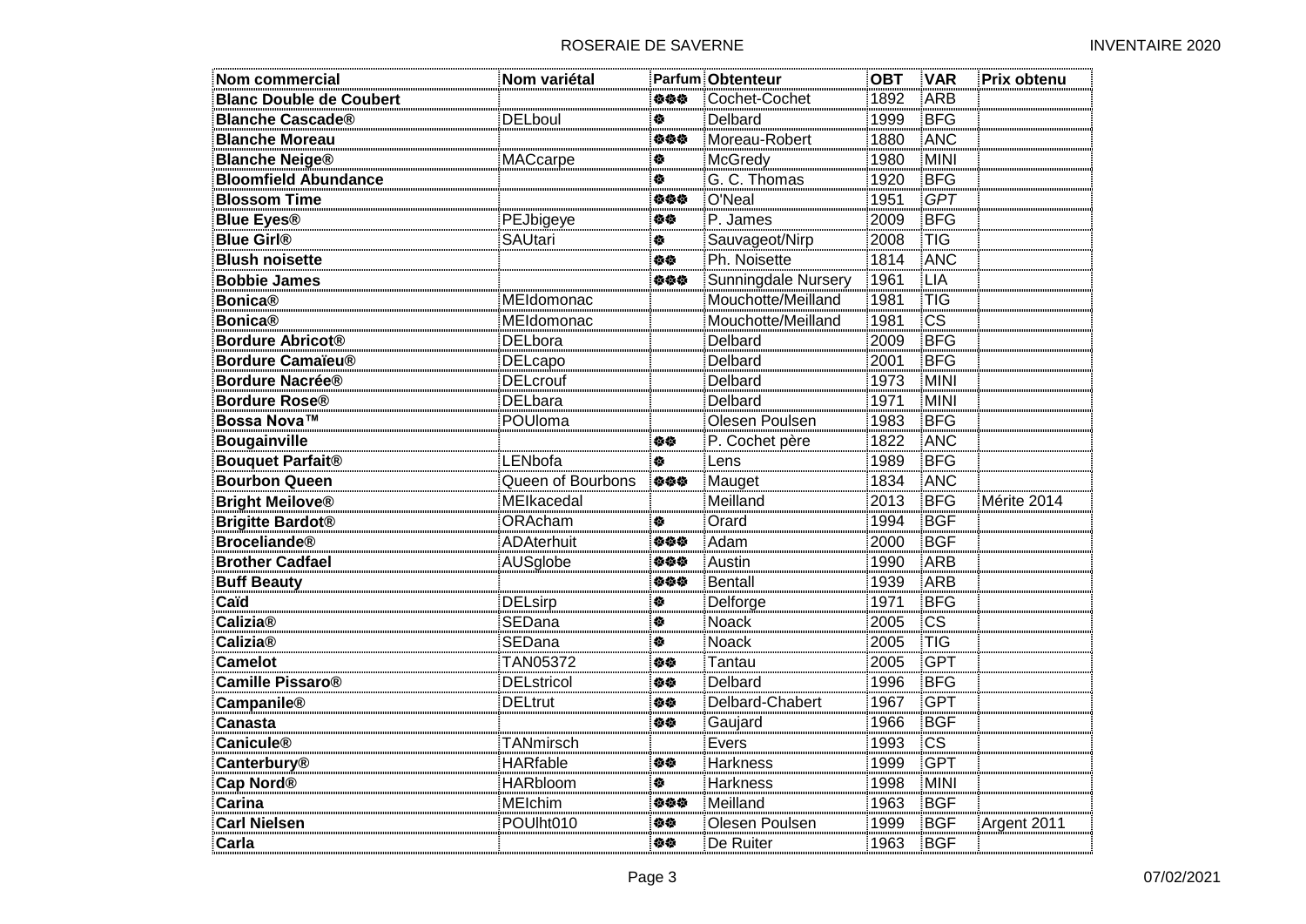| Nom commercial | Nom variétal | Parfum | Obtenteur | OBT | VAR | Prix obtenu |
|---|---|---|---|---|---|---|
| **Blanc Double de Coubert** | | ❁❁❁ | Cochet-Cochet | 1892 | ARB | |
| **Blanche Cascade®** | DELboul | ❁ | Delbard | 1999 | BFG | |
| **Blanche Moreau** | | ❁❁❁ | Moreau-Robert | 1880 | ANC | |
| **Blanche Neige®** | MACcarpe | ❁ | McGredy | 1980 | MINI | |
| **Bloomfield Abundance** | | ❁ | G. C. Thomas | 1920 | BFG | |
| **Blossom Time** | | ❁❁❁ | O'Neal | 1951 | *GPT* | |
| **Blue Eyes®** | PEJbigeye | ❁❁ | P. James | 2009 | BFG | |
| **Blue Girl®** | SAUtari | ❁ | Sauvageot/Nirp | 2008 | TIG | |
| **Blush noisette** | | ❁❁ | Ph. Noisette | 1814 | ANC | |
| **Bobbie James** | | ❁❁❁ | Sunningdale Nursery | 1961 | LIA | |
| **Bonica®** | MEIdomonac | | Mouchotte/Meilland | 1981 | TIG | |
| **Bonica®** | MEIdomonac | | Mouchotte/Meilland | 1981 | CS | |
| **Bordure Abricot®** | DELbora | | Delbard | 2009 | BFG | |
| **Bordure Camaïeu®** | DELcapo | | Delbard | 2001 | BFG | |
| **Bordure Nacrée®** | DELcrouf | | Delbard | 1973 | MINI | |
| **Bordure Rose®** | DELbara | | Delbard | 1971 | MINI | |
| **Bossa Nova™** | POUloma | | Olesen Poulsen | 1983 | BFG | |
| **Bougainville** | | ❁❁ | P. Cochet père | 1822 | ANC | |
| **Bouquet Parfait®** | LENbofa | ❁ | Lens | 1989 | BFG | |
| **Bourbon Queen** | Queen of Bourbons | ❁❁❁ | Mauget | 1834 | ANC | |
| **Bright Meilove®** | MEIkacedal | | Meilland | 2013 | BFG | Mérite 2014 |
| **Brigitte Bardot®** | ORAcham | ❁ | Orard | 1994 | BGF | |
| **Broceliande®** | ADAterhuit | ❁❁❁ | Adam | 2000 | BGF | |
| **Brother Cadfael** | AUSglobe | ❁❁❁ | Austin | 1990 | ARB | |
| **Buff Beauty** | | ❁❁❁ | Bentall | 1939 | ARB | |
| **Caïd** | DELsirp | ❁ | Delforge | 1971 | BFG | |
| **Calizia®** | SEDana | ❁ | Noack | 2005 | CS | |
| **Calizia®** | SEDana | ❁ | Noack | 2005 | TIG | |
| **Camelot** | TAN05372 | ❁❁ | Tantau | 2005 | GPT | |
| **Camille Pissaro®** | DELstricol | ❁❁ | Delbard | 1996 | BFG | |
| **Campanile®** | DELtrut | ❁❁ | Delbard-Chabert | 1967 | GPT | |
| **Canasta** | | ❁❁ | Gaujard | 1966 | BGF | |
| **Canicule®** | TANmirsch | | Evers | 1993 | CS | |
| **Canterbury®** | HARfable | ❁❁ | Harkness | 1999 | GPT | |
| **Cap Nord®** | HARbloom | ❁ | Harkness | 1998 | MINI | |
| **Carina** | MEIchim | ❁❁❁ | Meilland | 1963 | BGF | |
| **Carl Nielsen** | POUlht010 | ❁❁ | Olesen Poulsen | 1999 | BGF | Argent 2011 |
| **Carla** | | ❁❁ | De Ruiter | 1963 | BGF | |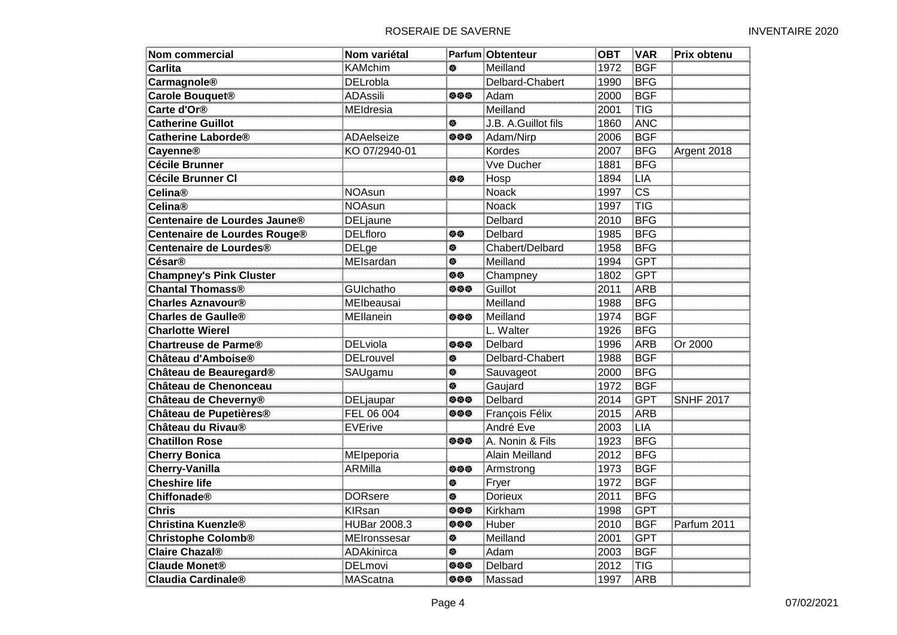| Nom commercial | Nom variétal | Parfum | Obtenteur | OBT | VAR | Prix obtenu |
|---|---|---|---|---|---|---|
| **Carlita** | KAMchim | ❁ | Meilland | 1972 | BGF | |
| **Carmagnole®** | DELrobla | | Delbard-Chabert | 1990 | BFG | |
| **Carole Bouquet®** | ADAssili | ❁❁❁ | Adam | 2000 | BGF | |
| **Carte d'Or®** | MEIdresia | | Meilland | 2001 | TIG | |
| **Catherine Guillot** | | ❁ | J.B. A.Guillot fils | 1860 | ANC | |
| **Catherine Laborde®** | ADAelseize | ❁❁❁ | Adam/Nirp | 2006 | BGF | |
| **Cayenne®** | KO 07/2940-01 | | Kordes | 2007 | BFG | Argent 2018 |
| **Cécile Brunner** | | | Vve Ducher | 1881 | BFG | |
| **Cécile Brunner Cl** | | ❁❁ | Hosp | 1894 | LIA | |
| **Celina®** | NOAsun | | Noack | 1997 | CS | |
| **Celina®** | NOAsun | | Noack | 1997 | TIG | |
| **Centenaire de Lourdes Jaune®** | DELjaune | | Delbard | 2010 | BFG | |
| **Centenaire de Lourdes Rouge®** | DELfloro | ❁❁ | Delbard | 1985 | BFG | |
| **Centenaire de Lourdes®** | DELge | ❁ | Chabert/Delbard | 1958 | BFG | |
| **César®** | MEIsardan | ❁ | Meilland | 1994 | GPT | |
| **Champney's Pink Cluster** | | ❁❁ | Champney | 1802 | GPT | |
| **Chantal Thomass®** | GUIchatho | ❁❁❁ | Guillot | 2011 | ARB | |
| **Charles Aznavour®** | MEIbeausai | | Meilland | 1988 | BFG | |
| **Charles de Gaulle®** | MEIlanein | ❁❁❁ | Meilland | 1974 | BGF | |
| **Charlotte Wierel** | | | L. Walter | 1926 | BFG | |
| **Chartreuse de Parme®** | DELviola | ❁❁❁ | Delbard | 1996 | ARB | Or 2000 |
| **Château d'Amboise®** | DELrouvel | ❁ | Delbard-Chabert | 1988 | BGF | |
| **Château de Beauregard®** | SAUgamu | ❁ | Sauvageot | 2000 | BFG | |
| **Château de Chenonceau** | | ❁ | Gaujard | 1972 | BGF | |
| **Château de Cheverny®** | DELjaupar | ❁❁❁ | Delbard | 2014 | GPT | SNHF 2017 |
| **Château de Pupetières®** | FEL 06 004 | ❁❁❁ | François Félix | 2015 | ARB | |
| **Château du Rivau®** | EVErive | | André Eve | 2003 | LIA | |
| **Chatillon Rose** | | ❁❁❁ | A. Nonin & Fils | 1923 | BFG | |
| **Cherry Bonica** | MEIpeporia | | Alain Meilland | 2012 | BFG | |
| **Cherry-Vanilla** | ARMilla | ❁❁❁ | Armstrong | 1973 | BGF | |
| **Cheshire life** | | ❁ | Fryer | 1972 | BGF | |
| **Chiffonade®** | DORsere | ❁ | Dorieux | 2011 | BFG | |
| **Chris** | KIRsan | ❁❁❁ | Kirkham | 1998 | GPT | |
| **Christina Kuenzle®** | HUBar 2008.3 | ❁❁❁ | Huber | 2010 | BGF | Parfum 2011 |
| **Christophe Colomb®** | MEIronssesar | ❁ | Meilland | 2001 | GPT | |
| **Claire Chazal®** | ADAkinirca | ❁ | Adam | 2003 | BGF | |
| **Claude Monet®** | DELmovi | ❁❁❁ | Delbard | 2012 | TIG | |
| **Claudia Cardinale®** | MAScatna | ❁❁❁ | Massad | 1997 | ARB | |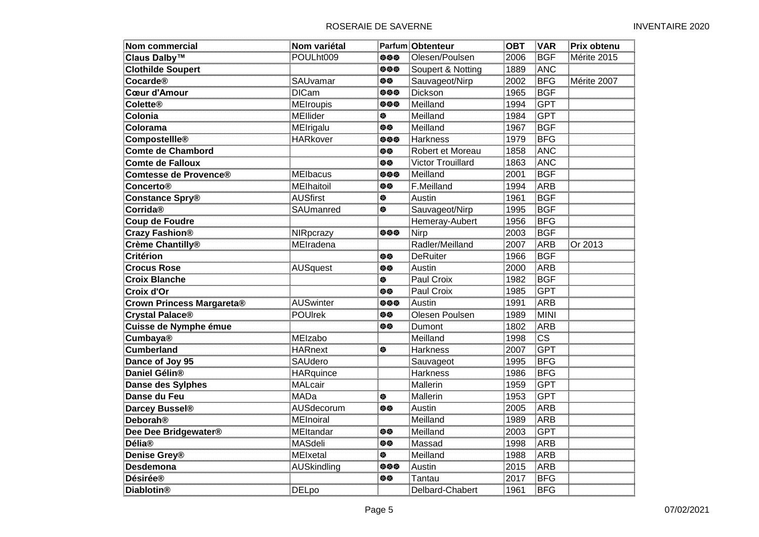| Nom commercial | Nom variétal | Parfum | Obtenteur | OBT | VAR | Prix obtenu |
|---|---|---|---|---|---|---|
| **Claus Dalby™** | POULht009 | ❁❁❁ | Olesen/Poulsen | 2006 | BGF | Mérite 2015 |
| **Clothilde Soupert** | | ❁❁❁ | Soupert & Notting | 1889 | ANC | |
| **Cocarde®** | SAUvamar | ❁❁ | Sauvageot/Nirp | 2002 | BFG | Mérite 2007 |
| **Cœur d'Amour** | DICam | ❁❁❁ | Dickson | 1965 | BGF | |
| **Colette®** | MEIroupis | ❁❁❁ | Meilland | 1994 | GPT | |
| **Colonia** | MEIlider | ❁ | Meilland | 1984 | GPT | |
| **Colorama** | MEIrigalu | ❁❁ | Meilland | 1967 | BGF | |
| **Compostellle®** | HARkover | ❁❁❁ | Harkness | 1979 | BFG | |
| **Comte de Chambord** | | ❁❁ | Robert et Moreau | 1858 | ANC | |
| **Comte de Falloux** | | ❁❁ | Victor Trouillard | 1863 | ANC | |
| **Comtesse de Provence®** | MEIbacus | ❁❁❁ | Meilland | 2001 | BGF | |
| **Concerto®** | MEIhaitoil | ❁❁ | F.Meilland | 1994 | ARB | |
| **Constance Spry®** | AUSfirst | ❁ | Austin | 1961 | BGF | |
| **Corrida®** | SAUmanred | ❁ | Sauvageot/Nirp | 1995 | BGF | |
| **Coup de Foudre** | | | Hemeray-Aubert | 1956 | BFG | |
| **Crazy Fashion®** | NIRpcrazy | ❁❁❁ | Nirp | 2003 | BGF | |
| **Crème Chantilly®** | MEIradena | | Radler/Meilland | 2007 | ARB | Or 2013 |
| **Critérion** | | ❁❁ | DeRuiter | 1966 | BGF | |
| **Crocus Rose** | AUSquest | ❁❁ | Austin | 2000 | ARB | |
| **Croix Blanche** | | ❁ | Paul Croix | 1982 | BGF | |
| **Croix d'Or** | | ❁❁ | Paul Croix | 1985 | GPT | |
| **Crown Princess Margareta®** | AUSwinter | ❁❁❁ | Austin | 1991 | ARB | |
| **Crystal Palace®** | POUlrek | ❁❁ | Olesen Poulsen | 1989 | MINI | |
| **Cuisse de Nymphe émue** | | ❁❁ | Dumont | 1802 | ARB | |
| **Cumbaya®** | MEIzabo | | Meilland | 1998 | CS | |
| **Cumberland** | HARnext | ❁ | Harkness | 2007 | GPT | |
| **Dance of Joy 95** | SAUdero | | Sauvageot | 1995 | BFG | |
| **Daniel Gélin®** | HARquince | | Harkness | 1986 | BFG | |
| **Danse des Sylphes** | MALcair | | Mallerin | 1959 | GPT | |
| **Danse du Feu** | MADa | ❁ | Mallerin | 1953 | GPT | |
| **Darcey Bussel®** | AUSdecorum | ❁❁ | Austin | 2005 | ARB | |
| **Deborah®** | MEInoiral | | Meilland | 1989 | ARB | |
| **Dee Dee Bridgewater®** | MEItandar | ❁❁ | Meilland | 2003 | GPT | |
| **Délia®** | MASdeli | ❁❁ | Massad | 1998 | ARB | |
| **Denise Grey®** | MEIxetal | ❁ | Meilland | 1988 | ARB | |
| **Desdemona** | AUSkindling | ❁❁❁ | Austin | 2015 | ARB | |
| **Désirée®** | | ❁❁ | Tantau | 2017 | BFG | |
| **Diablotin®** | DELpo | | Delbard-Chabert | 1961 | BFG | |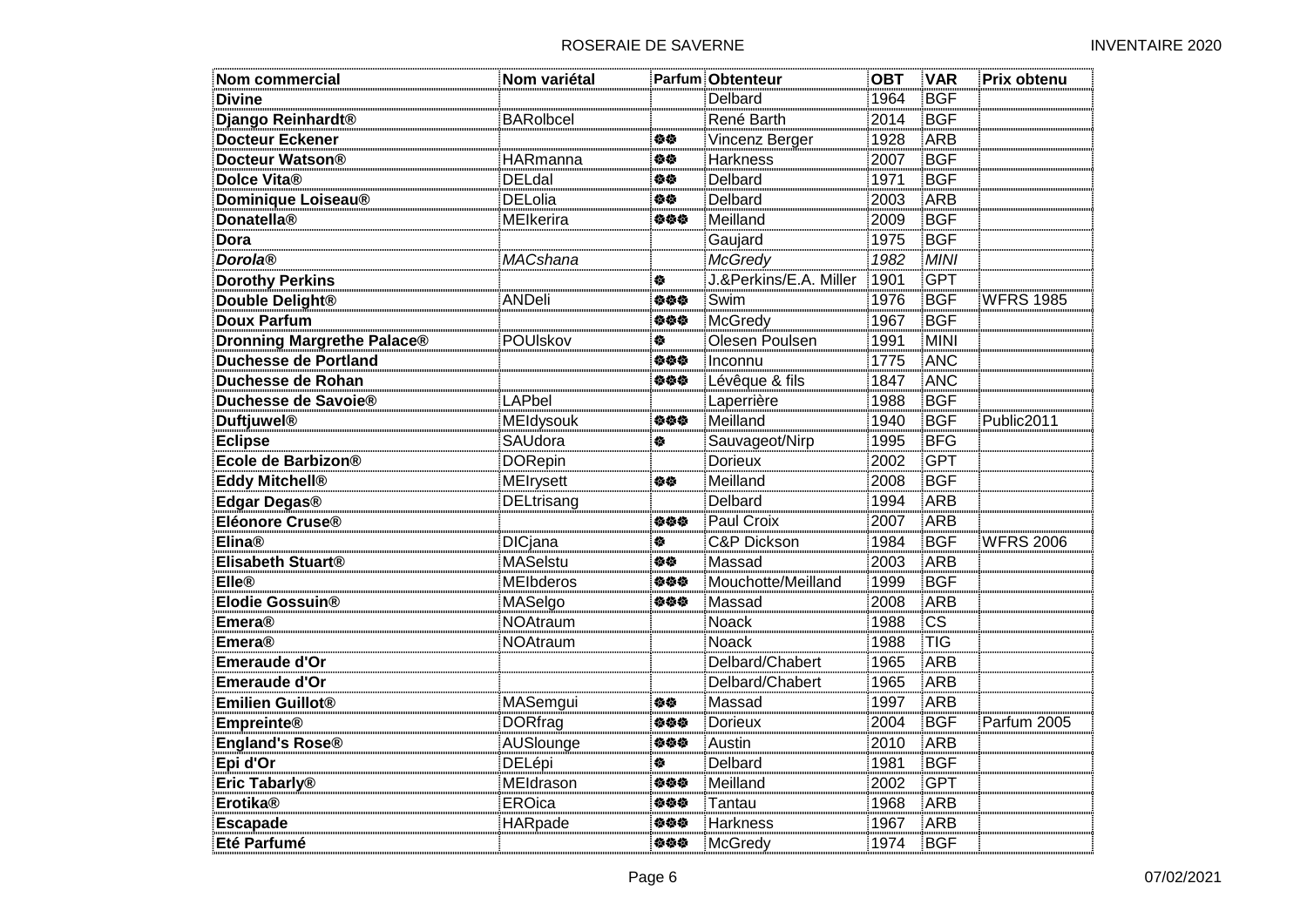| Nom commercial | Nom variétal | Parfum | Obtenteur | OBT | VAR | Prix obtenu |
|---|---|---|---|---|---|---|
| **Divine** | | | Delbard | 1964 | BGF | |
| **Django Reinhardt®** | BARolbcel | | René Barth | 2014 | BGF | |
| **Docteur Eckener** | | ❁❁ | Vincenz Berger | 1928 | ARB | |
| **Docteur Watson®** | HARmanna | ❁❁ | Harkness | 2007 | BGF | |
| **Dolce Vita®** | DELdal | ❁❁ | Delbard | 1971 | BGF | |
| **Dominique Loiseau®** | DELolia | ❁❁ | Delbard | 2003 | ARB | |
| **Donatella®** | MEIkerira | ❁❁❁ | Meilland | 2009 | BGF | |
| **Dora** | | | Gaujard | 1975 | BGF | |
| ***Dorola®*** | *MACshana* | | *McGredy* | *1982* | *MINI* | |
| **Dorothy Perkins** | | ❁ | J.&Perkins/E.A. Miller | 1901 | GPT | |
| **Double Delight®** | ANDeli | ❁❁❁ | Swim | 1976 | BGF | WFRS 1985 |
| **Doux Parfum** | | ❁❁❁ | McGredy | 1967 | BGF | |
| **Dronning Margrethe Palace®** | POUlskov | ❁ | Olesen Poulsen | 1991 | MINI | |
| **Duchesse de Portland** | | ❁❁❁ | Inconnu | 1775 | ANC | |
| **Duchesse de Rohan** | | ❁❁❁ | Lévêque & fils | 1847 | ANC | |
| **Duchesse de Savoie®** | LAPbel | | Laperrière | 1988 | BGF | |
| **Duftjuwel®** | MEIdysouk | ❁❁❁ | Meilland | 1940 | BGF | Public2011 |
| **Eclipse** | SAUdora | ❁ | Sauvageot/Nirp | 1995 | BFG | |
| **Ecole de Barbizon®** | DORepin | | Dorieux | 2002 | GPT | |
| **Eddy Mitchell®** | MEIrysett | ❁❁ | Meilland | 2008 | BGF | |
| **Edgar Degas®** | DELtrisang | | Delbard | 1994 | ARB | |
| **Eléonore Cruse®** | | ❁❁❁ | Paul Croix | 2007 | ARB | |
| **Elina®** | DICjana | ❁ | C&P Dickson | 1984 | BGF | WFRS 2006 |
| **Elisabeth Stuart®** | MASelstu | ❁❁ | Massad | 2003 | ARB | |
| **Elle®** | MEIbderos | ❁❁❁ | Mouchotte/Meilland | 1999 | BGF | |
| **Elodie Gossuin®** | MASelgo | ❁❁❁ | Massad | 2008 | ARB | |
| **Emera®** | NOAtraum | | Noack | 1988 | CS | |
| **Emera®** | NOAtraum | | Noack | 1988 | TIG | |
| **Emeraude d'Or** | | | Delbard/Chabert | 1965 | ARB | |
| **Emeraude d'Or** | | | Delbard/Chabert | 1965 | ARB | |
| **Emilien Guillot®** | MASemgui | ❁❁ | Massad | 1997 | ARB | |
| **Empreinte®** | DORfrag | ❁❁❁ | Dorieux | 2004 | BGF | Parfum 2005 |
| **England's Rose®** | AUSlounge | ❁❁❁ | Austin | 2010 | ARB | |
| **Epi d'Or** | DELépi | ❁ | Delbard | 1981 | BGF | |
| **Eric Tabarly®** | MEIdrason | ❁❁❁ | Meilland | 2002 | GPT | |
| **Erotika®** | EROica | ❁❁❁ | Tantau | 1968 | ARB | |
| **Escapade** | HARpade | ❁❁❁ | Harkness | 1967 | ARB | |
| **Eté Parfumé** | | ❁❁❁ | McGredy | 1974 | BGF | |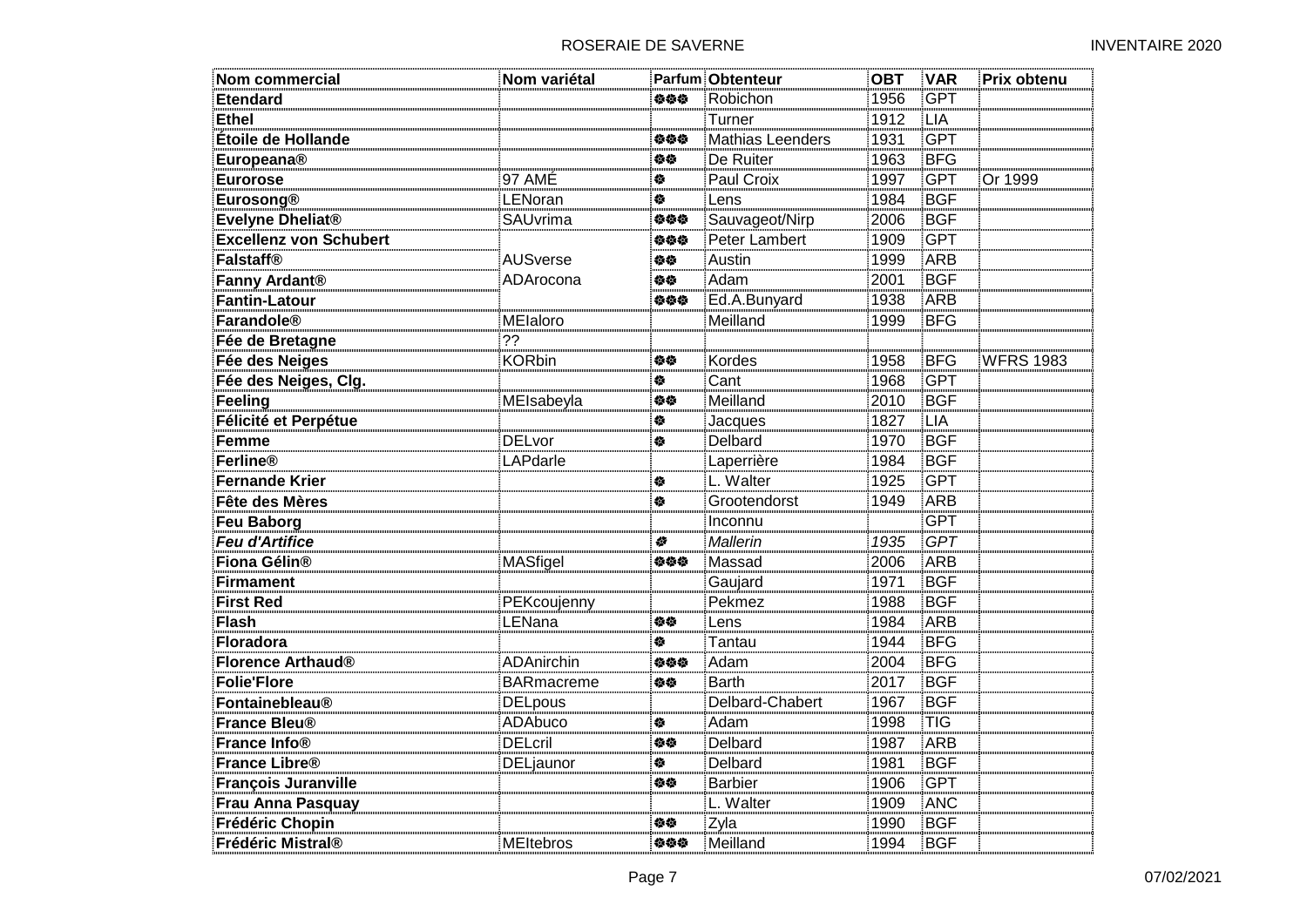| Nom commercial | Nom variétal | Parfum | Obtenteur | OBT | VAR | Prix obtenu |
|---|---|---|---|---|---|---|
| **Etendard** | | ❁❁❁ | Robichon | 1956 | GPT | |
| **Ethel** | | | Turner | 1912 | LIA | |
| **Étoile de Hollande** | | ❁❁❁ | Mathias Leenders | 1931 | GPT | |
| **Europeana®** | | ❁❁ | De Ruiter | 1963 | BFG | |
| **Eurorose** | 97 AMÉ | ❁ | Paul Croix | 1997 | GPT | Or 1999 |
| **Eurosong®** | LENoran | ❁ | Lens | 1984 | BGF | |
| **Evelyne Dheliat®** | SAUvrima | ❁❁❁ | Sauvageot/Nirp | 2006 | BGF | |
| **Excellenz von Schubert** | | ❁❁❁ | Peter Lambert | 1909 | GPT | |
| **Falstaff®** | AUSverse | ❁❁ | Austin | 1999 | ARB | |
| **Fanny Ardant®** | ADArocona | ❁❁ | Adam | 2001 | BGF | |
| **Fantin-Latour** | | ❁❁❁ | Ed.A.Bunyard | 1938 | ARB | |
| **Farandole®** | MEIaloro | | Meilland | 1999 | BFG | |
| **Fée de Bretagne** | ?? | | | | | |
| **Fée des Neiges** | KORbin | ❁❁ | Kordes | 1958 | BFG | WFRS 1983 |
| **Fée des Neiges, Clg.** | | ❁ | Cant | 1968 | GPT | |
| **Feeling** | MEIsabeyla | ❁❁ | Meilland | 2010 | BGF | |
| **Félicité et Perpétue** | | ❁ | Jacques | 1827 | LIA | |
| **Femme** | DELvor | ❁ | Delbard | 1970 | BGF | |
| **Ferline®** | LAPdarle | | Laperrière | 1984 | BGF | |
| **Fernande Krier** | | ❁ | L. Walter | 1925 | GPT | |
| **Fête des Mères** | | ❁ | Grootendorst | 1949 | ARB | |
| **Feu Baborg** | | | Inconnu | | GPT | |
| ***Feu d'Artifice*** | | ❁ | *Mallerin* | *1935* | *GPT* | |
| **Fiona Gélin®** | MASfigel | ❁❁❁ | Massad | 2006 | ARB | |
| **Firmament** | | | Gaujard | 1971 | BGF | |
| **First Red** | PEKcoujenny | | Pekmez | 1988 | BGF | |
| **Flash** | LENana | ❁❁ | Lens | 1984 | ARB | |
| **Floradora** | | ❁ | Tantau | 1944 | BFG | |
| **Florence Arthaud®** | ADAnirchin | ❁❁❁ | Adam | 2004 | BFG | |
| **Folie'Flore** | BARmacreme | ❁❁ | Barth | 2017 | BGF | |
| **Fontainebleau®** | DELpous | | Delbard-Chabert | 1967 | BGF | |
| **France Bleu®** | ADAbuco | ❁ | Adam | 1998 | TIG | |
| **France Info®** | DELcril | ❁❁ | Delbard | 1987 | ARB | |
| **France Libre®** | DELjaunor | ❁ | Delbard | 1981 | BGF | |
| **François Juranville** | | ❁❁ | Barbier | 1906 | GPT | |
| **Frau Anna Pasquay** | | | L. Walter | 1909 | ANC | |
| **Frédéric Chopin** | | ❁❁ | Zyla | 1990 | BGF | |
| **Frédéric Mistral®** | MEItebros | ❁❁❁ | Meilland | 1994 | BGF | |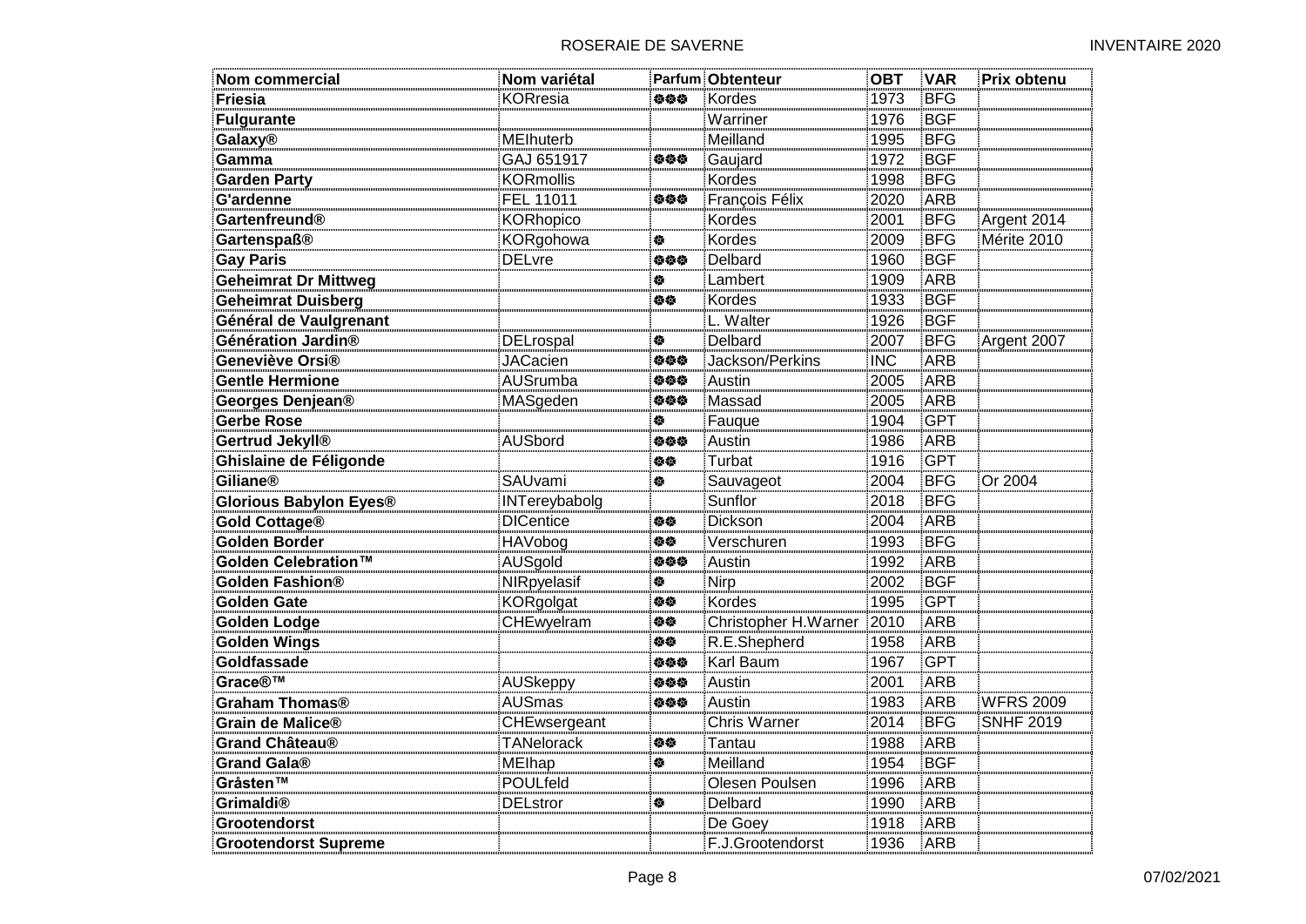| Nom commercial | Nom variétal | Parfum | Obtenteur | OBT | VAR | Prix obtenu |
|---|---|---|---|---|---|---|
| **Friesia** | KORresia | ❁❁❁ | Kordes | 1973 | BFG | |
| **Fulgurante** | | | Warriner | 1976 | BGF | |
| **Galaxy®** | MEIhuterb | | Meilland | 1995 | BFG | |
| **Gamma** | GAJ 651917 | ❁❁❁ | Gaujard | 1972 | BGF | |
| **Garden Party** | KORmollis | | Kordes | 1998 | BFG | |
| **G'ardenne** | FEL 11011 | ❁❁❁ | François Félix | 2020 | ARB | |
| **Gartenfreund®** | KORhopico | | Kordes | 2001 | BFG | Argent 2014 |
| **Gartenspaß®** | KORgohowa | ❁ | Kordes | 2009 | BFG | Mérite 2010 |
| **Gay Paris** | DELvre | ❁❁❁ | Delbard | 1960 | BGF | |
| **Geheimrat Dr Mittweg** | | ❁ | Lambert | 1909 | ARB | |
| **Geheimrat Duisberg** | | ❁❁ | Kordes | 1933 | BGF | |
| **Général de Vaulgrenant** | | | L. Walter | 1926 | BGF | |
| **Génération Jardin®** | DELrospal | ❁ | Delbard | 2007 | BFG | Argent 2007 |
| **Geneviève Orsi®** | JACacien | ❁❁❁ | Jackson/Perkins | INC | ARB | |
| **Gentle Hermione** | AUSrumba | ❁❁❁ | Austin | 2005 | ARB | |
| **Georges Denjean®** | MASgeden | ❁❁❁ | Massad | 2005 | ARB | |
| **Gerbe Rose** | | ❁ | Fauque | 1904 | GPT | |
| **Gertrud Jekyll®** | AUSbord | ❁❁❁ | Austin | 1986 | ARB | |
| **Ghislaine de Féligonde** | | ❁❁ | Turbat | 1916 | GPT | |
| **Giliane®** | SAUvami | ❁ | Sauvageot | 2004 | BFG | Or 2004 |
| **Glorious Babylon Eyes®** | INTereybabolg | | Sunflor | 2018 | BFG | |
| **Gold Cottage®** | DICentice | ❁❁ | Dickson | 2004 | ARB | |
| **Golden Border** | HAVobog | ❁❁ | Verschuren | 1993 | BFG | |
| **Golden Celebration™** | AUSgold | ❁❁❁ | Austin | 1992 | ARB | |
| **Golden Fashion®** | NIRpyelasif | ❁ | Nirp | 2002 | BGF | |
| **Golden Gate** | KORgolgat | ❁❁ | Kordes | 1995 | GPT | |
| **Golden Lodge** | CHEwyelram | ❁❁ | Christopher H.Warner | 2010 | ARB | |
| **Golden Wings** | | ❁❁ | R.E.Shepherd | 1958 | ARB | |
| **Goldfassade** | | ❁❁❁ | Karl Baum | 1967 | GPT | |
| **Grace®™** | AUSkeppy | ❁❁❁ | Austin | 2001 | ARB | |
| **Graham Thomas®** | AUSmas | ❁❁❁ | Austin | 1983 | ARB | WFRS 2009 |
| **Grain de Malice®** | CHEwsergeant | | Chris Warner | 2014 | BFG | SNHF 2019 |
| **Grand Château®** | TANelorack | ❁❁ | Tantau | 1988 | ARB | |
| **Grand Gala®** | MEIhap | ❁ | Meilland | 1954 | BGF | |
| **Gråsten™** | POULfeld | | Olesen Poulsen | 1996 | ARB | |
| **Grimaldi®** | DELstror | ❁ | Delbard | 1990 | ARB | |
| **Grootendorst** | | | De Goey | 1918 | ARB | |
| **Grootendorst Supreme** | | | F.J.Grootendorst | 1936 | ARB | |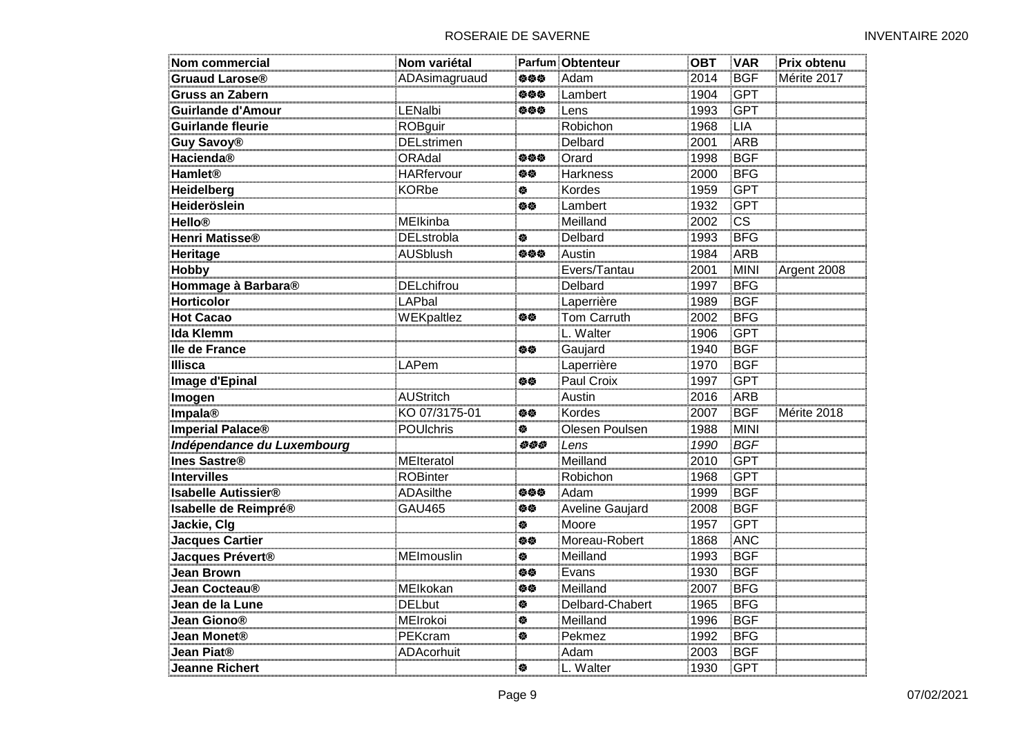| Nom commercial | Nom variétal | Parfum | Obtenteur | OBT | VAR | Prix obtenu |
|---|---|---|---|---|---|---|
| **Gruaud Larose®** | ADAsimagruaud | ❀❀❀ | Adam | 2014 | BGF | Mérite 2017 |
| **Gruss an Zabern** | | ❀❀❀ | Lambert | 1904 | GPT | |
| **Guirlande d'Amour** | LENalbi | ❀❀❀ | Lens | 1993 | GPT | |
| **Guirlande fleurie** | ROBguir | | Robichon | 1968 | LIA | |
| **Guy Savoy®** | DELstrimen | | Delbard | 2001 | ARB | |
| **Hacienda®** | ORAdal | ❀❀❀ | Orard | 1998 | BGF | |
| **Hamlet®** | HARfervour | ❀❀ | Harkness | 2000 | BFG | |
| **Heidelberg** | KORbe | ❀ | Kordes | 1959 | GPT | |
| **Heideröslein** | | ❀❀ | Lambert | 1932 | GPT | |
| **Hello®** | MEIkinba | | Meilland | 2002 | CS | |
| **Henri Matisse®** | DELstrobla | ❀ | Delbard | 1993 | BFG | |
| **Heritage** | AUSblush | ❀❀❀ | Austin | 1984 | ARB | |
| **Hobby** | | | Evers/Tantau | 2001 | MINI | Argent 2008 |
| **Hommage à Barbara®** | DELchifrou | | Delbard | 1997 | BFG | |
| **Horticolor** | LAPbal | | Laperrière | 1989 | BGF | |
| **Hot Cacao** | WEKpaltlez | ❀❀ | Tom Carruth | 2002 | BFG | |
| **Ida Klemm** | | | L. Walter | 1906 | GPT | |
| **Ile de France** | | ❀❀ | Gaujard | 1940 | BGF | |
| **Illisca** | LAPem | | Laperrière | 1970 | BGF | |
| **Image d'Epinal** | | ❀❀ | Paul Croix | 1997 | GPT | |
| **Imogen** | AUStritch | | Austin | 2016 | ARB | |
| **Impala®** | KO 07/3175-01 | ❀❀ | Kordes | 2007 | BGF | Mérite 2018 |
| **Imperial Palace®** | POUlchris | ❀ | Olesen Poulsen | 1988 | MINI | |
| ***Indépendance du Luxembourg*** | | ❀❀❀ | *Lens* | *1990* | *BGF* | |
| **Ines Sastre®** | MEIteratol | | Meilland | 2010 | GPT | |
| **Intervilles** | ROBinter | | Robichon | 1968 | GPT | |
| **Isabelle Autissier®** | ADAsilthe | ❀❀❀ | Adam | 1999 | BGF | |
| **Isabelle de Reimpré®** | GAU465 | ❀❀ | Aveline Gaujard | 2008 | BGF | |
| **Jackie, Clg** | | ❀ | Moore | 1957 | GPT | |
| **Jacques Cartier** | | ❀❀ | Moreau-Robert | 1868 | ANC | |
| **Jacques Prévert®** | MEImouslin | ❀ | Meilland | 1993 | BGF | |
| **Jean Brown** | | ❀❀ | Evans | 1930 | BGF | |
| **Jean Cocteau®** | MEIkokan | ❀❀ | Meilland | 2007 | BFG | |
| **Jean de la Lune** | DELbut | ❀ | Delbard-Chabert | 1965 | BFG | |
| **Jean Giono®** | MEIrokoi | ❀ | Meilland | 1996 | BGF | |
| **Jean Monet®** | PEKcram | ❀ | Pekmez | 1992 | BFG | |
| **Jean Piat®** | ADAcorhuit | | Adam | 2003 | BGF | |
| **Jeanne Richert** | | ❀ | L. Walter | 1930 | GPT | |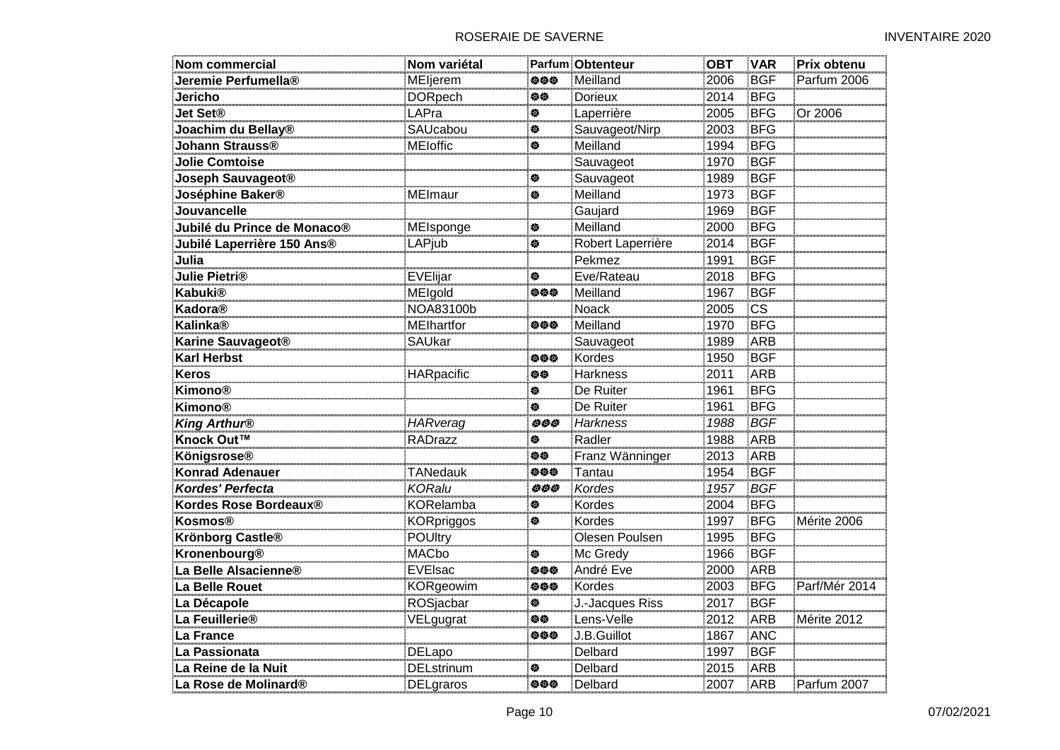| Nom commercial | Nom variétal | Parfum | Obtenteur | OBT | VAR | Prix obtenu |
|---|---|---|---|---|---|---|
| **Jeremie Perfumella®** | MEIjerem | ❀❀❀ | Meilland | 2006 | BGF | Parfum 2006 |
| **Jericho** | DORpech | ❀❀ | Dorieux | 2014 | BFG | |
| **Jet Set®** | LAPra | ❀ | Laperrière | 2005 | BFG | Or 2006 |
| **Joachim du Bellay®** | SAUcabou | ❀ | Sauvageot/Nirp | 2003 | BFG | |
| **Johann Strauss®** | MEIoffic | ❀ | Meilland | 1994 | BFG | |
| **Jolie Comtoise** | | | Sauvageot | 1970 | BGF | |
| **Joseph Sauvageot®** | | ❀ | Sauvageot | 1989 | BGF | |
| **Joséphine Baker®** | MEImaur | ❀ | Meilland | 1973 | BGF | |
| **Jouvancelle** | | | Gaujard | 1969 | BGF | |
| **Jubilé du Prince de Monaco®** | MEIsponge | ❀ | Meilland | 2000 | BFG | |
| **Jubilé Laperrière 150 Ans®** | LAPjub | ❀ | Robert Laperrière | 2014 | BGF | |
| **Julia** | | | Pekmez | 1991 | BGF | |
| **Julie Pietri®** | EVElijar | ❀ | Eve/Rateau | 2018 | BFG | |
| **Kabuki®** | MEIgold | ❀❀❀ | Meilland | 1967 | BGF | |
| **Kadora®** | NOA83100b | | Noack | 2005 | CS | |
| **Kalinka®** | MEIhartfor | ❀❀❀ | Meilland | 1970 | BFG | |
| **Karine Sauvageot®** | SAUkar | | Sauvageot | 1989 | ARB | |
| **Karl Herbst** | | ❀❀❀ | Kordes | 1950 | BGF | |
| **Keros** | HARpacific | ❀❀ | Harkness | 2011 | ARB | |
| **Kimono®** | | ❀ | De Ruiter | 1961 | BFG | |
| **Kimono®** | | ❀ | De Ruiter | 1961 | BFG | |
| ***King Arthur®*** | *HARverag* | ❀❀❀ | *Harkness* | *1988* | *BGF* | |
| **Knock Out™** | RADrazz | ❀ | Radler | 1988 | ARB | |
| **Königsrose®** | | ❀❀ | Franz Wänninger | 2013 | ARB | |
| **Konrad Adenauer** | TANedauk | ❀❀❀ | Tantau | 1954 | BGF | |
| ***Kordes' Perfecta*** | *KORalu* | ❀❀❀ | *Kordes* | *1957* | *BGF* | |
| **Kordes Rose Bordeaux®** | KORelamba | ❀ | Kordes | 2004 | BFG | |
| **Kosmos®** | KORpriggos | ❀ | Kordes | 1997 | BFG | Mérite 2006 |
| **Krönborg Castle®** | POUltry | | Olesen Poulsen | 1995 | BFG | |
| **Kronenbourg®** | MACbo | ❀ | Mc Gredy | 1966 | BGF | |
| **La Belle Alsacienne®** | EVElsac | ❀❀❀ | André Eve | 2000 | ARB | |
| **La Belle Rouet** | KORgeowim | ❀❀❀ | Kordes | 2003 | BFG | Parf/Mér 2014 |
| **La Décapole** | ROSjacbar | ❀ | J.-Jacques Riss | 2017 | BGF | |
| **La Feuillerie®** | VELgugrat | ❀❀ | Lens-Velle | 2012 | ARB | Mérite 2012 |
| **La France** | | ❀❀❀ | J.B.Guillot | 1867 | ANC | |
| **La Passionata** | DELapo | | Delbard | 1997 | BGF | |
| **La Reine de la Nuit** | DELstrinum | ❀ | Delbard | 2015 | ARB | |
| **La Rose de Molinard®** | DELgraros | ❀❀❀ | Delbard | 2007 | ARB | Parfum 2007 |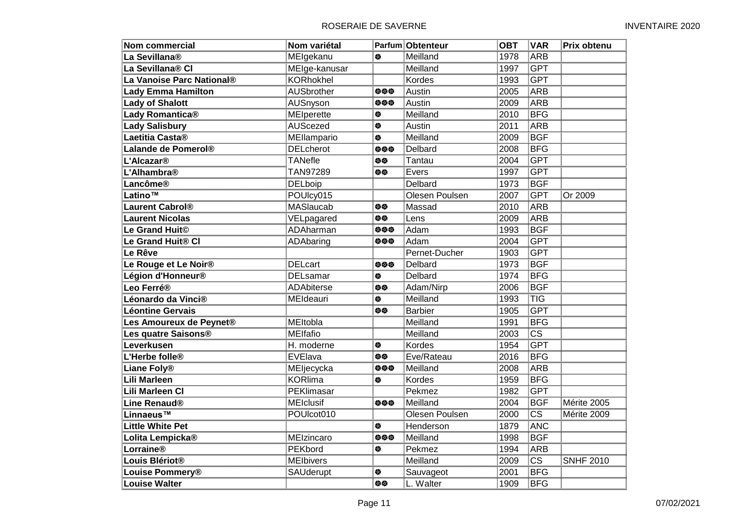| Nom commercial | Nom variétal | Parfum | Obtenteur | OBT | VAR | Prix obtenu |
|---|---|---|---|---|---|---|
| **La Sevillana®** | MEIgekanu | ❁ | Meilland | 1978 | ARB | |
| **La Sevillana® Cl** | MEIge-kanusar | | Meilland | 1997 | GPT | |
| **La Vanoise Parc National®** | KORhokhel | | Kordes | 1993 | GPT | |
| **Lady Emma Hamilton** | AUSbrother | ❁❁❁ | Austin | 2005 | ARB | |
| **Lady of Shalott** | AUSnyson | ❁❁❁ | Austin | 2009 | ARB | |
| **Lady Romantica®** | MEIperette | ❁ | Meilland | 2010 | BFG | |
| **Lady Salisbury** | AUScezed | ❁ | Austin | 2011 | ARB | |
| **Laetitia Casta®** | MEIlampario | ❁ | Meilland | 2009 | BGF | |
| **Lalande de Pomerol®** | DELcherot | ❁❁❁ | Delbard | 2008 | BFG | |
| **L'Alcazar®** | TANefle | ❁❁ | Tantau | 2004 | GPT | |
| **L'Alhambra®** | TAN97289 | ❁❁ | Evers | 1997 | GPT | |
| **Lancôme®** | DELboip | | Delbard | 1973 | BGF | |
| **Latino™** | POUlcy015 | | Olesen Poulsen | 2007 | GPT | Or 2009 |
| **Laurent Cabrol®** | MASlaucab | ❁❁ | Massad | 2010 | ARB | |
| **Laurent Nicolas** | VELpagared | ❁❁ | Lens | 2009 | ARB | |
| **Le Grand Huit©** | ADAharman | ❁❁❁ | Adam | 1993 | BGF | |
| **Le Grand Huit® Cl** | ADAbaring | ❁❁❁ | Adam | 2004 | GPT | |
| **Le Rêve** | | | Pernet-Ducher | 1903 | GPT | |
| **Le Rouge et Le Noir®** | DELcart | ❁❁❁ | Delbard | 1973 | BGF | |
| **Légion d'Honneur®** | DELsamar | ❁ | Delbard | 1974 | BFG | |
| **Leo Ferré®** | ADAbiterse | ❁❁ | Adam/Nirp | 2006 | BGF | |
| **Léonardo da Vinci®** | MEIdeauri | ❁ | Meilland | 1993 | TIG | |
| **Léontine Gervais** | | ❁❁ | Barbier | 1905 | GPT | |
| **Les Amoureux de Peynet®** | MEItobla | | Meilland | 1991 | BFG | |
| **Les quatre Saisons®** | MEIfafio | | Meilland | 2003 | CS | |
| **Leverkusen** | H. moderne | ❁ | Kordes | 1954 | GPT | |
| **L'Herbe folle®** | EVElava | ❁❁ | Eve/Rateau | 2016 | BFG | |
| **Liane Foly®** | MEIjecycka | ❁❁❁ | Meilland | 2008 | ARB | |
| **Lili Marleen** | KORlima | ❁ | Kordes | 1959 | BFG | |
| **Lili Marleen Cl** | PEKlimasar | | Pekmez | 1982 | GPT | |
| **Line Renaud®** | MEIclusif | ❁❁❁ | Meilland | 2004 | BGF | Mérite 2005 |
| **Linnaeus™** | POUlcot010 | | Olesen Poulsen | 2000 | CS | Mérite 2009 |
| **Little White Pet** | | ❁ | Henderson | 1879 | ANC | |
| **Lolita Lempicka®** | MEIzincaro | ❁❁❁ | Meilland | 1998 | BGF | |
| **Lorraine®** | PEKbord | ❁ | Pekmez | 1994 | ARB | |
| **Louis Blériot®** | MEIbivers | | Meilland | 2009 | CS | SNHF 2010 |
| **Louise Pommery®** | SAUderupt | ❁ | Sauvageot | 2001 | BFG | |
| **Louise Walter** | | ❁❁ | L. Walter | 1909 | BFG | |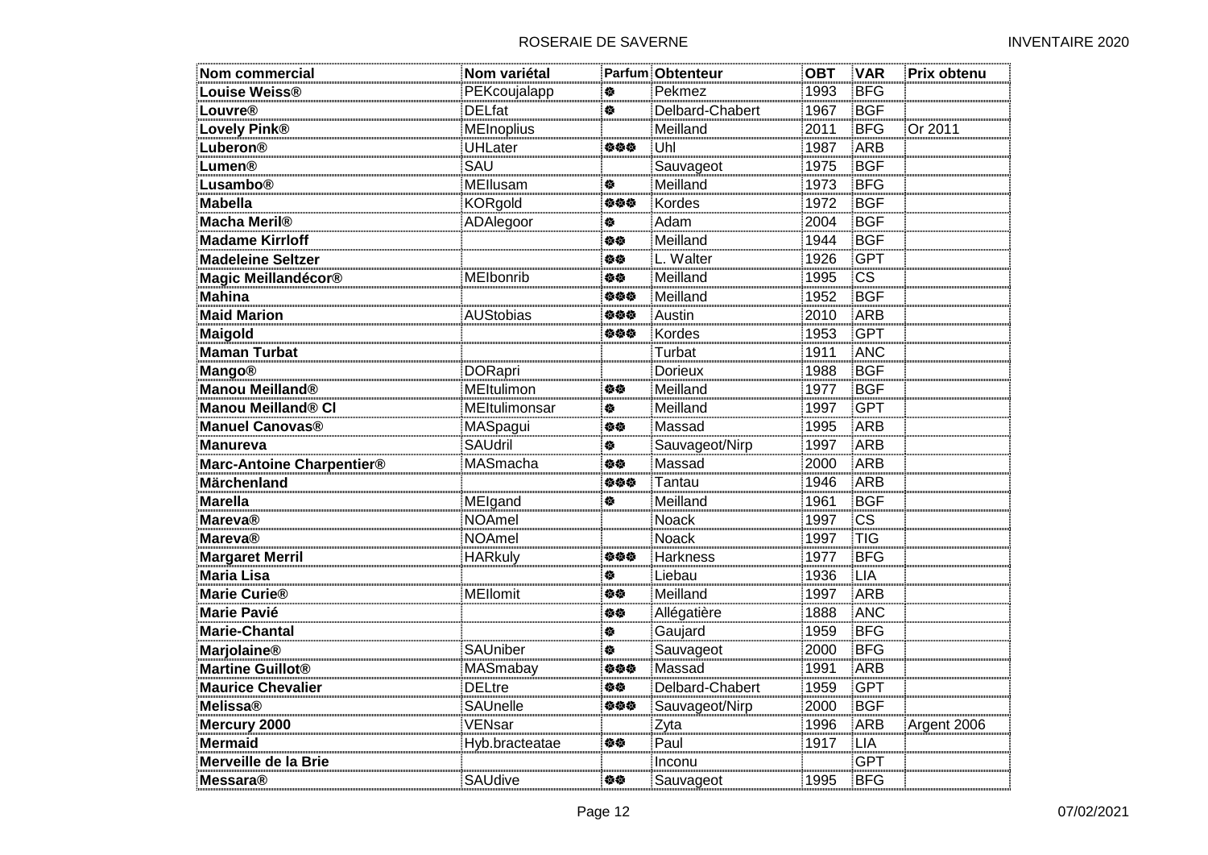| Nom commercial | Nom variétal | Parfum | Obtenteur | OBT | VAR | Prix obtenu |
|---|---|---|---|---|---|---|
| **Louise Weiss®** | PEKcoujalapp | ❁ | Pekmez | 1993 | BFG | |
| **Louvre®** | DELfat | ❁ | Delbard-Chabert | 1967 | BGF | |
| **Lovely Pink®** | MEInoplius | | Meilland | 2011 | BFG | Or 2011 |
| **Luberon®** | UHLater | ❁❁❁ | Uhl | 1987 | ARB | |
| **Lumen®** | SAU | | Sauvageot | 1975 | BGF | |
| **Lusambo®** | MEIlusam | ❁ | Meilland | 1973 | BFG | |
| **Mabella** | KORgold | ❁❁❁ | Kordes | 1972 | BGF | |
| **Macha Meril®** | ADAlegoor | ❁ | Adam | 2004 | BGF | |
| **Madame Kirrloff** | | ❁❁ | Meilland | 1944 | BGF | |
| **Madeleine Seltzer** | | ❁❁ | L. Walter | 1926 | GPT | |
| **Magic Meillandécor®** | MEIbonrib | ❁❁ | Meilland | 1995 | CS | |
| **Mahina** | | ❁❁❁ | Meilland | 1952 | BGF | |
| **Maid Marion** | AUStobias | ❁❁❁ | Austin | 2010 | ARB | |
| **Maigold** | | ❁❁❁ | Kordes | 1953 | GPT | |
| **Maman Turbat** | | | Turbat | 1911 | ANC | |
| **Mango®** | DORapri | | Dorieux | 1988 | BGF | |
| **Manou Meilland®** | MEItulimon | ❁❁ | Meilland | 1977 | BGF | |
| **Manou Meilland® Cl** | MEItulimonsar | ❁ | Meilland | 1997 | GPT | |
| **Manuel Canovas®** | MASpagui | ❁❁ | Massad | 1995 | ARB | |
| **Manureva** | SAUdril | ❁ | Sauvageot/Nirp | 1997 | ARB | |
| **Marc-Antoine Charpentier®** | MASmacha | ❁❁ | Massad | 2000 | ARB | |
| **Märchenland** | | ❁❁❁ | Tantau | 1946 | ARB | |
| **Marella** | MEIgand | ❁ | Meilland | 1961 | BGF | |
| **Mareva®** | NOAmel | | Noack | 1997 | CS | |
| **Mareva®** | NOAmel | | Noack | 1997 | TIG | |
| **Margaret Merril** | HARkuly | ❁❁❁ | Harkness | 1977 | BFG | |
| **Maria Lisa** | | ❁ | Liebau | 1936 | LIA | |
| **Marie Curie®** | MEIlomit | ❁❁ | Meilland | 1997 | ARB | |
| **Marie Pavié** | | ❁❁ | Allégatière | 1888 | ANC | |
| **Marie-Chantal** | | ❁ | Gaujard | 1959 | BFG | |
| **Marjolaine®** | SAUniber | ❁ | Sauvageot | 2000 | BFG | |
| **Martine Guillot®** | MASmabay | ❁❁❁ | Massad | 1991 | ARB | |
| **Maurice Chevalier** | DELtre | ❁❁ | Delbard-Chabert | 1959 | GPT | |
| **Melissa®** | SAUnelle | ❁❁❁ | Sauvageot/Nirp | 2000 | BGF | |
| **Mercury 2000** | VENsar | | Zyta | 1996 | ARB | Argent 2006 |
| **Mermaid** | Hyb.bracteatae | ❁❁ | Paul | 1917 | LIA | |
| **Merveille de la Brie** | | | Inconu | | GPT | |
| **Messara®** | SAUdive | ❁❁ | Sauvageot | 1995 | BFG | |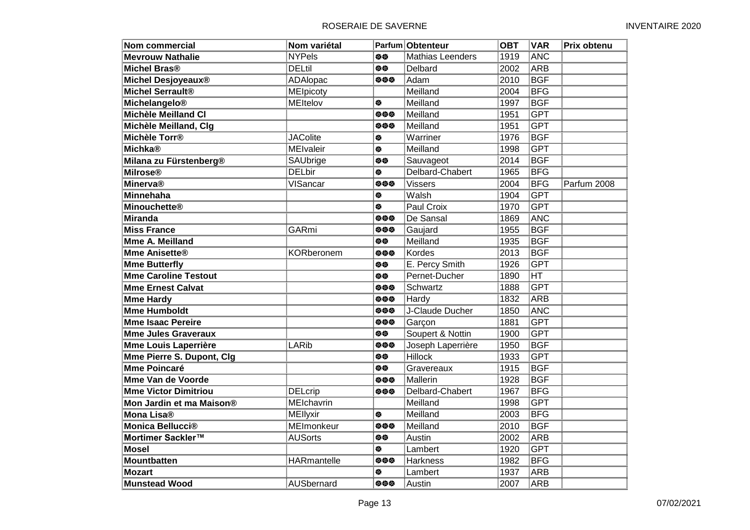| Nom commercial | Nom variétal | Parfum | Obtenteur | OBT | VAR | Prix obtenu |
|---|---|---|---|---|---|---|
| **Mevrouw Nathalie** | NYPels | ❁❁ | Mathias Leenders | 1919 | ANC | |
| **Michel Bras®** | DELtil | ❁❁ | Delbard | 2002 | ARB | |
| **Michel Desjoyeaux®** | ADAlopac | ❁❁❁ | Adam | 2010 | BGF | |
| **Michel Serrault®** | MEIpicoty | | Meilland | 2004 | BFG | |
| **Michelangelo®** | MEItelov | ❁ | Meilland | 1997 | BGF | |
| **Michèle Meilland Cl** | | ❁❁❁ | Meilland | 1951 | GPT | |
| **Michèle Meilland, Clg** | | ❁❁❁ | Meilland | 1951 | GPT | |
| **Michèle Torr®** | JAColite | ❁ | Warriner | 1976 | BGF | |
| **Michka®** | MEIvaleir | ❁ | Meilland | 1998 | GPT | |
| **Milana zu Fürstenberg®** | SAUbrige | ❁❁ | Sauvageot | 2014 | BGF | |
| **Milrose®** | DELbir | ❁ | Delbard-Chabert | 1965 | BFG | |
| **Minerva®** | VISancar | ❁❁❁ | Vissers | 2004 | BFG | Parfum 2008 |
| **Minnehaha** | | ❁ | Walsh | 1904 | GPT | |
| **Minouchette®** | | ❁ | Paul Croix | 1970 | GPT | |
| **Miranda** | | ❁❁❁ | De Sansal | 1869 | ANC | |
| **Miss France** | GARmi | ❁❁❁ | Gaujard | 1955 | BGF | |
| **Mme A. Meilland** | | ❁❁ | Meilland | 1935 | BGF | |
| **Mme Anisette®** | KORberonem | ❁❁❁ | Kordes | 2013 | BGF | |
| **Mme Butterfly** | | ❁❁ | E. Percy Smith | 1926 | GPT | |
| **Mme Caroline Testout** | | ❁❁ | Pernet-Ducher | 1890 | HT | |
| **Mme Ernest Calvat** | | ❁❁❁ | Schwartz | 1888 | GPT | |
| **Mme Hardy** | | ❁❁❁ | Hardy | 1832 | ARB | |
| **Mme Humboldt** | | ❁❁❁ | J-Claude Ducher | 1850 | ANC | |
| **Mme Isaac Pereire** | | ❁❁❁ | Garçon | 1881 | GPT | |
| **Mme Jules Graveraux** | | ❁❁ | Soupert & Nottin | 1900 | GPT | |
| **Mme Louis Laperrière** | LARib | ❁❁❁ | Joseph Laperrière | 1950 | BGF | |
| **Mme Pierre S. Dupont, Clg** | | ❁❁ | Hillock | 1933 | GPT | |
| **Mme Poincaré** | | ❁❁ | Gravereaux | 1915 | BGF | |
| **Mme Van de Voorde** | | ❁❁❁ | Mallerin | 1928 | BGF | |
| **Mme Victor Dimitriou** | DELcrip | ❁❁❁ | Delbard-Chabert | 1967 | BFG | |
| **Mon Jardin et ma Maison®** | MEIchavrin | | Meilland | 1998 | GPT | |
| **Mona Lisa®** | MEIlyxir | ❁ | Meilland | 2003 | BFG | |
| **Monica Bellucci®** | MEImonkeur | ❁❁❁ | Meilland | 2010 | BGF | |
| **Mortimer Sackler™** | AUSorts | ❁❁ | Austin | 2002 | ARB | |
| **Mosel** | | ❁ | Lambert | 1920 | GPT | |
| **Mountbatten** | HARmantelle | ❁❁❁ | Harkness | 1982 | BFG | |
| **Mozart** | | ❁ | Lambert | 1937 | ARB | |
| **Munstead Wood** | AUSbernard | ❁❁❁ | Austin | 2007 | ARB | |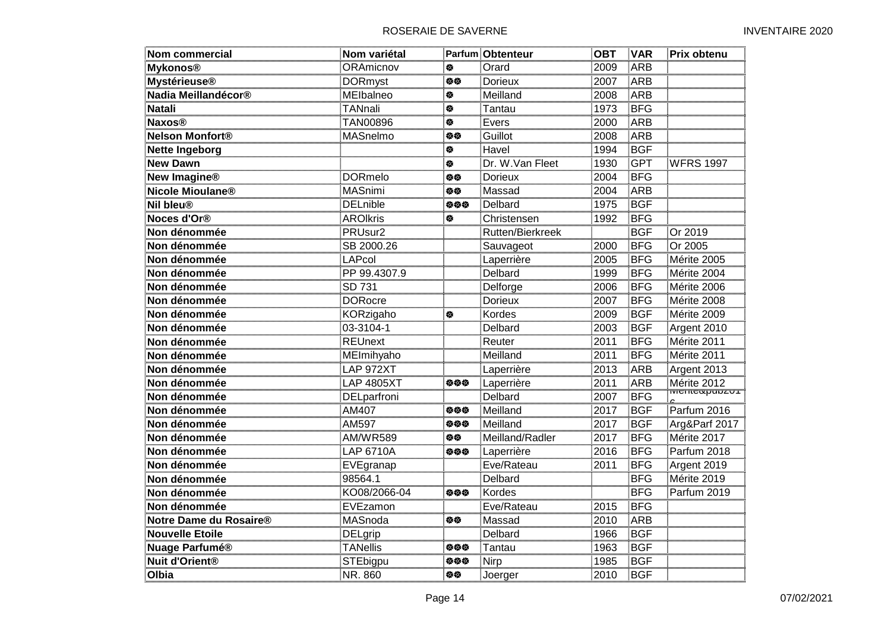| Nom commercial | Nom variétal | Parfum | Obtenteur | OBT | VAR | Prix obtenu |
|---|---|---|---|---|---|---|
| **Mykonos®** | ORAmicnov | ❁ | Orard | 2009 | ARB | |
| **Mystérieuse®** | DORmyst | ❁❁ | Dorieux | 2007 | ARB | |
| **Nadia Meillandécor®** | MEIbalneo | ❁ | Meilland | 2008 | ARB | |
| **Natali** | TANnali | ❁ | Tantau | 1973 | BFG | |
| **Naxos®** | TAN00896 | ❁ | Evers | 2000 | ARB | |
| **Nelson Monfort®** | MASnelmo | ❁❁ | Guillot | 2008 | ARB | |
| **Nette Ingeborg** | | ❁ | Havel | 1994 | BGF | |
| **New Dawn** | | ❁ | Dr. W.Van Fleet | 1930 | GPT | WFRS 1997 |
| **New Imagine®** | DORmelo | ❁❁ | Dorieux | 2004 | BFG | |
| **Nicole Mioulane®** | MASnimi | ❁❁ | Massad | 2004 | ARB | |
| **Nil bleu®** | DELnible | ❁❁❁ | Delbard | 1975 | BGF | |
| **Noces d'Or®** | AROlkris | ❁ | Christensen | 1992 | BFG | |
| **Non dénommée** | PRUsur2 | | Rutten/Bierkreek | | BGF | Or 2019 |
| **Non dénommée** | SB 2000.26 | | Sauvageot | 2000 | BFG | Or 2005 |
| **Non dénommée** | LAPcol | | Laperrière | 2005 | BFG | Mérite 2005 |
| **Non dénommée** | PP 99.4307.9 | | Delbard | 1999 | BFG | Mérite 2004 |
| **Non dénommée** | SD 731 | | Delforge | 2006 | BFG | Mérite 2006 |
| **Non dénommée** | DORocre | | Dorieux | 2007 | BFG | Mérite 2008 |
| **Non dénommée** | KORzigaho | ❁ | Kordes | 2009 | BGF | Mérite 2009 |
| **Non dénommée** | 03-3104-1 | | Delbard | 2003 | BGF | Argent 2010 |
| **Non dénommée** | REUnext | | Reuter | 2011 | BFG | Mérite 2011 |
| **Non dénommée** | MEImihyaho | | Meilland | 2011 | BFG | Mérite 2011 |
| **Non dénommée** | LAP 972XT | | Laperrière | 2013 | ARB | Argent 2013 |
| **Non dénommée** | LAP 4805XT | ❁❁❁ | Laperrière | 2011 | ARB | Mérite 2012 |
| **Non dénommée** | DELparfroni | | Delbard | 2007 | BFG | Mérite&pub2016 |
| **Non dénommée** | AM407 | ❁❁❁ | Meilland | 2017 | BGF | Parfum 2016 |
| **Non dénommée** | AM597 | ❁❁❁ | Meilland | 2017 | BGF | Arg&Parf 2017 |
| **Non dénommée** | AM/WR589 | ❁❁ | Meilland/Radler | 2017 | BFG | Mérite 2017 |
| **Non dénommée** | LAP 6710A | ❁❁❁ | Laperrière | 2016 | BFG | Parfum 2018 |
| **Non dénommée** | EVEgranap | | Eve/Rateau | 2011 | BFG | Argent 2019 |
| **Non dénommée** | 98564.1 | | Delbard | | BFG | Mérite 2019 |
| **Non dénommée** | KO08/2066-04 | ❁❁❁ | Kordes | | BFG | Parfum 2019 |
| **Non dénommée** | EVEzamon | | Eve/Rateau | 2015 | BFG | |
| **Notre Dame du Rosaire®** | MASnoda | ❁❁ | Massad | 2010 | ARB | |
| **Nouvelle Etoile** | DELgrip | | Delbard | 1966 | BGF | |
| **Nuage Parfumé®** | TANellis | ❁❁❁ | Tantau | 1963 | BGF | |
| **Nuit d'Orient®** | STEbigpu | ❁❁❁ | Nirp | 1985 | BGF | |
| **Olbia** | NR. 860 | ❁❁ | Joerger | 2010 | BGF | |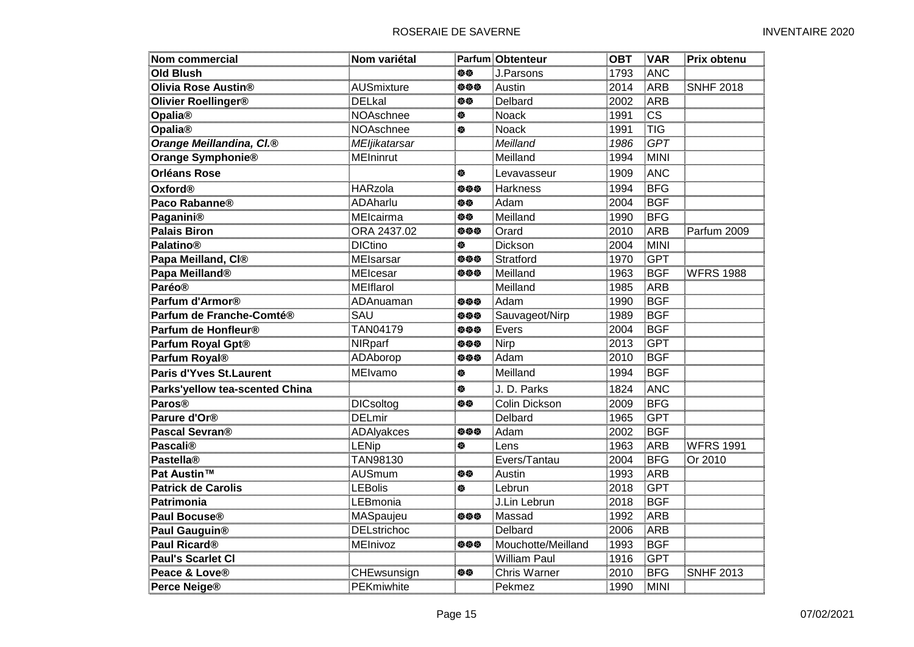| Nom commercial | Nom variétal | Parfum | Obtenteur | OBT | VAR | Prix obtenu |
|---|---|---|---|---|---|---|
| **Old Blush** | | ❁❁ | J.Parsons | 1793 | ANC | |
| **Olivia Rose Austin®** | AUSmixture | ❁❁❁ | Austin | 2014 | ARB | SNHF 2018 |
| **Olivier Roellinger®** | DELkal | ❁❁ | Delbard | 2002 | ARB | |
| **Opalia®** | NOAschnee | ❁ | Noack | 1991 | CS | |
| **Opalia®** | NOAschnee | ❁ | Noack | 1991 | TIG | |
| ***Orange Meillandina, Cl.®*** | *MEIjikatarsar* | | *Meilland* | *1986* | *GPT* | |
| **Orange Symphonie®** | MEIninrut | | Meilland | 1994 | MINI | |
| **Orléans Rose** | | ❁ | Levavasseur | 1909 | ANC | |
| **Oxford®** | HARzola | ❁❁❁ | Harkness | 1994 | BFG | |
| **Paco Rabanne®** | ADAharlu | ❁❁ | Adam | 2004 | BGF | |
| **Paganini®** | MEIcairma | ❁❁ | Meilland | 1990 | BFG | |
| **Palais Biron** | ORA 2437.02 | ❁❁❁ | Orard | 2010 | ARB | Parfum 2009 |
| **Palatino®** | DICtino | ❁ | Dickson | 2004 | MINI | |
| **Papa Meilland, Cl®** | MEIsarsar | ❁❁❁ | Stratford | 1970 | GPT | |
| **Papa Meilland®** | MEIcesar | ❁❁❁ | Meilland | 1963 | BGF | WFRS 1988 |
| **Paréo®** | MEIflarol | | Meilland | 1985 | ARB | |
| **Parfum d'Armor®** | ADAnuaman | ❁❁❁ | Adam | 1990 | BGF | |
| **Parfum de Franche-Comté®** | SAU | ❁❁❁ | Sauvageot/Nirp | 1989 | BGF | |
| **Parfum de Honfleur®** | TAN04179 | ❁❁❁ | Evers | 2004 | BGF | |
| **Parfum Royal Gpt®** | NIRparf | ❁❁❁ | Nirp | 2013 | GPT | |
| **Parfum Royal®** | ADAborop | ❁❁❁ | Adam | 2010 | BGF | |
| **Paris d'Yves St.Laurent** | MEIvamo | ❁ | Meilland | 1994 | BGF | |
| **Parks'yellow tea-scented China** | | ❁ | J. D. Parks | 1824 | ANC | |
| **Paros®** | DICsoltog | ❁❁ | Colin Dickson | 2009 | BFG | |
| **Parure d'Or®** | DELmir | | Delbard | 1965 | GPT | |
| **Pascal Sevran®** | ADAlyakces | ❁❁❁ | Adam | 2002 | BGF | |
| **Pascali®** | LENip | ❁ | Lens | 1963 | ARB | WFRS 1991 |
| **Pastella®** | TAN98130 | | Evers/Tantau | 2004 | BFG | Or 2010 |
| **Pat Austin™** | AUSmum | ❁❁ | Austin | 1993 | ARB | |
| **Patrick de Carolis** | LEBolis | ❁ | Lebrun | 2018 | GPT | |
| **Patrimonia** | LEBmonia | | J.Lin Lebrun | 2018 | BGF | |
| **Paul Bocuse®** | MASpaujeu | ❁❁❁ | Massad | 1992 | ARB | |
| **Paul Gauguin®** | DELstrichoc | | Delbard | 2006 | ARB | |
| **Paul Ricard®** | MEInivoz | ❁❁❁ | Mouchotte/Meilland | 1993 | BGF | |
| **Paul's Scarlet Cl** | | | William Paul | 1916 | GPT | |
| **Peace & Love®** | CHEwsunsign | ❁❁ | Chris Warner | 2010 | BFG | SNHF 2013 |
| **Perce Neige®** | PEKmiwhite | | Pekmez | 1990 | MINI | |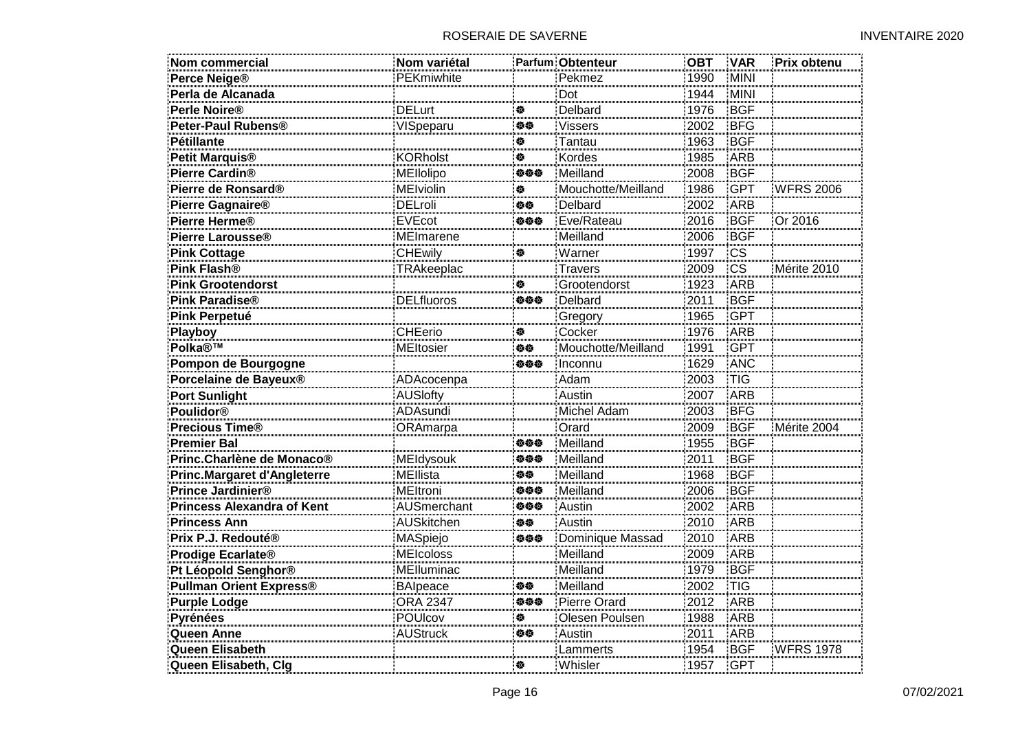| Nom commercial | Nom variétal | Parfum | Obtenteur | OBT | VAR | Prix obtenu |
|---|---|---|---|---|---|---|
| **Perce Neige®** | PEKmiwhite | | Pekmez | 1990 | MINI | |
| **Perla de Alcanada** | | | Dot | 1944 | MINI | |
| **Perle Noire®** | DELurt | ❁ | Delbard | 1976 | BGF | |
| **Peter-Paul Rubens®** | VISpeparu | ❁❁ | Vissers | 2002 | BFG | |
| **Pétillante** | | ❁ | Tantau | 1963 | BGF | |
| **Petit Marquis®** | KORholst | ❁ | Kordes | 1985 | ARB | |
| **Pierre Cardin®** | MEIlolipo | ❁❁❁ | Meilland | 2008 | BGF | |
| **Pierre de Ronsard®** | MEIviolin | ❁ | Mouchotte/Meilland | 1986 | GPT | WFRS 2006 |
| **Pierre Gagnaire®** | DELroli | ❁❁ | Delbard | 2002 | ARB | |
| **Pierre Herme®** | EVEcot | ❁❁❁ | Eve/Rateau | 2016 | BGF | Or 2016 |
| **Pierre Larousse®** | MEImarene | | Meilland | 2006 | BGF | |
| **Pink Cottage** | CHEwily | ❁ | Warner | 1997 | CS | |
| **Pink Flash®** | TRAkeeplac | | Travers | 2009 | CS | Mérite 2010 |
| **Pink Grootendorst** | | ❁ | Grootendorst | 1923 | ARB | |
| **Pink Paradise®** | DELfluoros | ❁❁❁ | Delbard | 2011 | BGF | |
| **Pink Perpetué** | | | Gregory | 1965 | GPT | |
| **Playboy** | CHEerio | ❁ | Cocker | 1976 | ARB | |
| **Polka®™** | MEItosier | ❁❁ | Mouchotte/Meilland | 1991 | GPT | |
| **Pompon de Bourgogne** | | ❁❁❁ | Inconnu | 1629 | ANC | |
| **Porcelaine de Bayeux®** | ADAcocenpa | | Adam | 2003 | TIG | |
| **Port Sunlight** | AUSlofty | | Austin | 2007 | ARB | |
| **Poulidor®** | ADAsundi | | Michel Adam | 2003 | BFG | |
| **Precious Time®** | ORAmarpa | | Orard | 2009 | BGF | Mérite 2004 |
| **Premier Bal** | | ❁❁❁ | Meilland | 1955 | BGF | |
| **Princ.Charlène de Monaco®** | MEIdysouk | ❁❁❁ | Meilland | 2011 | BGF | |
| **Princ.Margaret d'Angleterre** | MEIlista | ❁❁ | Meilland | 1968 | BGF | |
| **Prince Jardinier®** | MEItroni | ❁❁❁ | Meilland | 2006 | BGF | |
| **Princess Alexandra of Kent** | AUSmerchant | ❁❁❁ | Austin | 2002 | ARB | |
| **Princess Ann** | AUSkitchen | ❁❁ | Austin | 2010 | ARB | |
| **Prix P.J. Redouté®** | MASpiejo | ❁❁❁ | Dominique Massad | 2010 | ARB | |
| **Prodige Ecarlate®** | MEIcoloss | | Meilland | 2009 | ARB | |
| **Pt Léopold Senghor®** | MEIluminac | | Meilland | 1979 | BGF | |
| **Pullman Orient Express®** | BAIpeace | ❁❁ | Meilland | 2002 | TIG | |
| **Purple Lodge** | ORA 2347 | ❁❁❁ | Pierre Orard | 2012 | ARB | |
| **Pyrénées** | POUlcov | ❁ | Olesen Poulsen | 1988 | ARB | |
| **Queen Anne** | AUStruck | ❁❁ | Austin | 2011 | ARB | |
| **Queen Elisabeth** | | | Lammerts | 1954 | BGF | WFRS 1978 |
| **Queen Elisabeth, Clg** | | ❁ | Whisler | 1957 | GPT | |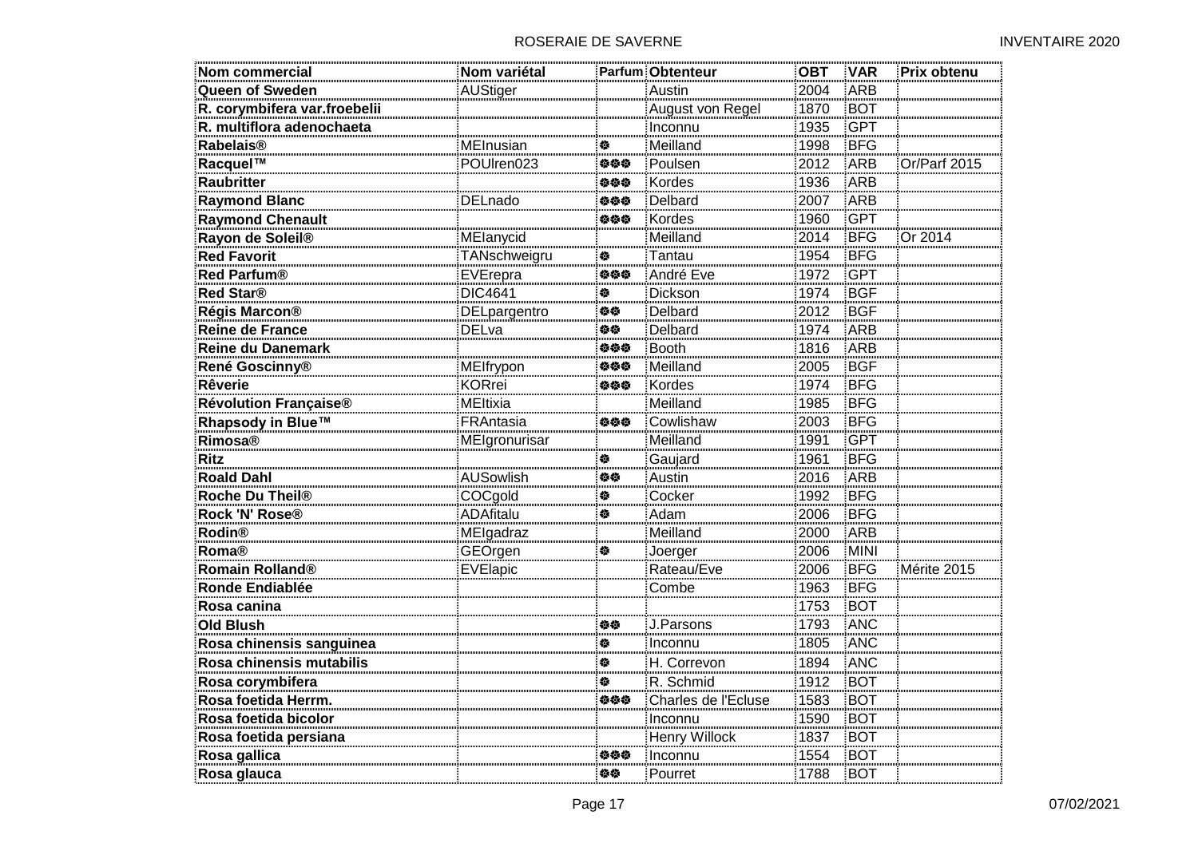| Nom commercial | Nom variétal | Parfum | Obtenteur | OBT | VAR | Prix obtenu |
|---|---|---|---|---|---|---|
| **Queen of Sweden** | AUStiger | | Austin | 2004 | ARB | |
| **R. corymbifera var.froebelii** | | | August von Regel | 1870 | BOT | |
| **R. multiflora adenochaeta** | | | Inconnu | 1935 | GPT | |
| **Rabelais®** | MEInusian | ❁ | Meilland | 1998 | BFG | |
| **Racquel™** | POUlren023 | ❁❁❁ | Poulsen | 2012 | ARB | Or/Parf 2015 |
| **Raubritter** | | ❁❁❁ | Kordes | 1936 | ARB | |
| **Raymond Blanc** | DELnado | ❁❁❁ | Delbard | 2007 | ARB | |
| **Raymond Chenault** | | ❁❁❁ | Kordes | 1960 | GPT | |
| **Rayon de Soleil®** | MEIanycid | | Meilland | 2014 | BFG | Or 2014 |
| **Red Favorit** | TANschweigru | ❁ | Tantau | 1954 | BFG | |
| **Red Parfum®** | EVErepra | ❁❁❁ | André Eve | 1972 | GPT | |
| **Red Star®** | DIC4641 | ❁ | Dickson | 1974 | BGF | |
| **Régis Marcon®** | DELpargentro | ❁❁ | Delbard | 2012 | BGF | |
| **Reine de France** | DELva | ❁❁ | Delbard | 1974 | ARB | |
| **Reine du Danemark** | | ❁❁❁ | Booth | 1816 | ARB | |
| **René Goscinny®** | MEIfrypon | ❁❁❁ | Meilland | 2005 | BGF | |
| **Rêverie** | KORrei | ❁❁❁ | Kordes | 1974 | BFG | |
| **Révolution Française®** | MEItixia | | Meilland | 1985 | BFG | |
| **Rhapsody in Blue™** | FRAntasia | ❁❁❁ | Cowlishaw | 2003 | BFG | |
| **Rimosa®** | MEIgronurisar | | Meilland | 1991 | GPT | |
| **Ritz** | | ❁ | Gaujard | 1961 | BFG | |
| **Roald Dahl** | AUSowlish | ❁❁ | Austin | 2016 | ARB | |
| **Roche Du Theil®** | COCgold | ❁ | Cocker | 1992 | BFG | |
| **Rock 'N' Rose®** | ADAfitalu | ❁ | Adam | 2006 | BFG | |
| **Rodin®** | MEIgadraz | | Meilland | 2000 | ARB | |
| **Roma®** | GEOrgen | ❁ | Joerger | 2006 | MINI | |
| **Romain Rolland®** | EVElapic | | Rateau/Eve | 2006 | BFG | Mérite 2015 |
| **Ronde Endiablée** | | | Combe | 1963 | BFG | |
| **Rosa canina** | | | | 1753 | BOT | |
| **Old Blush** | | ❁❁ | J.Parsons | 1793 | ANC | |
| **Rosa chinensis sanguinea** | | ❁ | Inconnu | 1805 | ANC | |
| **Rosa chinensis mutabilis** | | ❁ | H. Correvon | 1894 | ANC | |
| **Rosa corymbifera** | | ❁ | R. Schmid | 1912 | BOT | |
| **Rosa foetida Herrm.** | | ❁❁❁ | Charles de l'Ecluse | 1583 | BOT | |
| **Rosa foetida bicolor** | | | Inconnu | 1590 | BOT | |
| **Rosa foetida persiana** | | | Henry Willock | 1837 | BOT | |
| **Rosa gallica** | | ❁❁❁ | Inconnu | 1554 | BOT | |
| **Rosa glauca** | | ❁❁ | Pourret | 1788 | BOT | |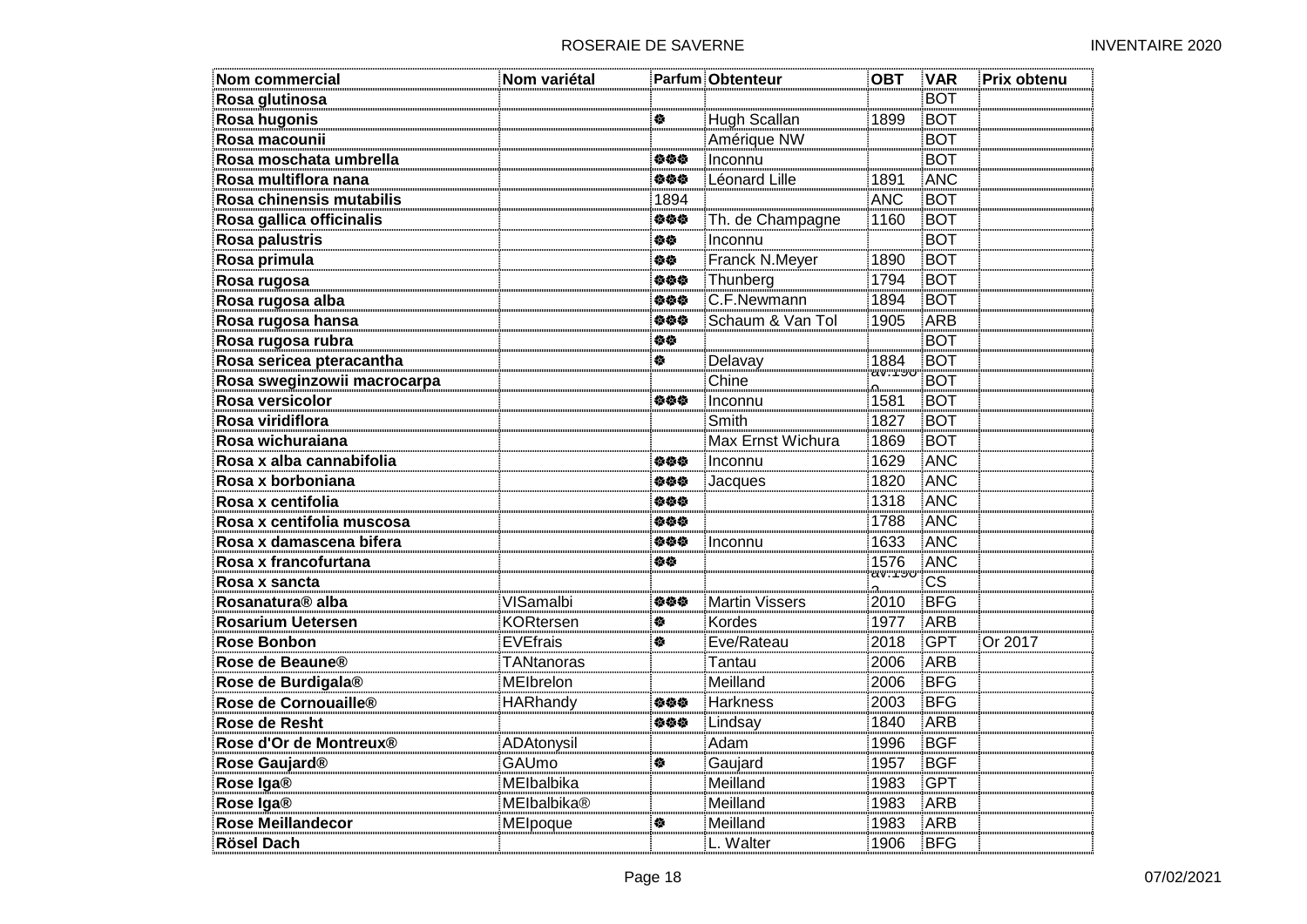| Nom commercial | Nom variétal | Parfum | Obtenteur | OBT | VAR | Prix obtenu |
|---|---|---|---|---|---|---|
| **Rosa glutinosa** | | | | | BOT | |
| **Rosa hugonis** | | ❁ | Hugh Scallan | 1899 | BOT | |
| **Rosa macounii** | | | Amérique NW | | BOT | |
| **Rosa moschata umbrella** | | ❁❁❁ | Inconnu | | BOT | |
| **Rosa multiflora nana** | | ❁❁❁ | Léonard Lille | 1891 | ANC | |
| **Rosa chinensis mutabilis** | | 1894 | | ANC | BOT | |
| **Rosa gallica officinalis** | | ❁❁❁ | Th. de Champagne | 1160 | BOT | |
| **Rosa palustris** | | ❁❁ | Inconnu | | BOT | |
| **Rosa primula** | | ❁❁ | Franck N.Meyer | 1890 | BOT | |
| **Rosa rugosa** | | ❁❁❁ | Thunberg | 1794 | BOT | |
| **Rosa rugosa alba** | | ❁❁❁ | C.F.Newmann | 1894 | BOT | |
| **Rosa rugosa hansa** | | ❁❁❁ | Schaum & Van Tol | 1905 | ARB | |
| **Rosa rugosa rubra** | | ❁❁ | | | BOT | |
| **Rosa sericea pteracantha** | | ❁ | Delavay | 1884 | BOT | |
| **Rosa sweginzowii macrocarpa** | | | Chine | av.1900 | BOT | |
| **Rosa versicolor** | | ❁❁❁ | Inconnu | 1581 | BOT | |
| **Rosa viridiflora** | | | Smith | 1827 | BOT | |
| **Rosa wichuraiana** | | | Max Ernst Wichura | 1869 | BOT | |
| **Rosa x alba cannabifolia** | | ❁❁❁ | Inconnu | 1629 | ANC | |
| **Rosa x borboniana** | | ❁❁❁ | Jacques | 1820 | ANC | |
| **Rosa x centifolia** | | ❁❁❁ | | 1318 | ANC | |
| **Rosa x centifolia muscosa** | | ❁❁❁ | | 1788 | ANC | |
| **Rosa x damascena bifera** | | ❁❁❁ | Inconnu | 1633 | ANC | |
| **Rosa x francofurtana** | | ❁❁ | | 1576 | ANC | |
| **Rosa x sancta** | | | | av.190? | CS | |
| **Rosanatura® alba** | VISamalbi | ❁❁❁ | Martin Vissers | 2010 | BFG | |
| **Rosarium Uetersen** | KORtersen | ❁ | Kordes | 1977 | ARB | |
| **Rose Bonbon** | EVEfrais | ❁ | Eve/Rateau | 2018 | GPT | Or 2017 |
| **Rose de Beaune®** | TANtanoras | | Tantau | 2006 | ARB | |
| **Rose de Burdigala®** | MEIbrelon | | Meilland | 2006 | BFG | |
| **Rose de Cornouaille®** | HARhandy | ❁❁❁ | Harkness | 2003 | BFG | |
| **Rose de Resht** | | ❁❁❁ | Lindsay | 1840 | ARB | |
| **Rose d'Or de Montreux®** | ADAtonysil | | Adam | 1996 | BGF | |
| **Rose Gaujard®** | GAUmo | ❁ | Gaujard | 1957 | BGF | |
| **Rose Iga®** | MEIbalbika | | Meilland | 1983 | GPT | |
| **Rose Iga®** | MEIbalbika® | | Meilland | 1983 | ARB | |
| **Rose Meillandecor** | MEIpoque | ❁ | Meilland | 1983 | ARB | |
| **Rösel Dach** | | | L. Walter | 1906 | BFG | |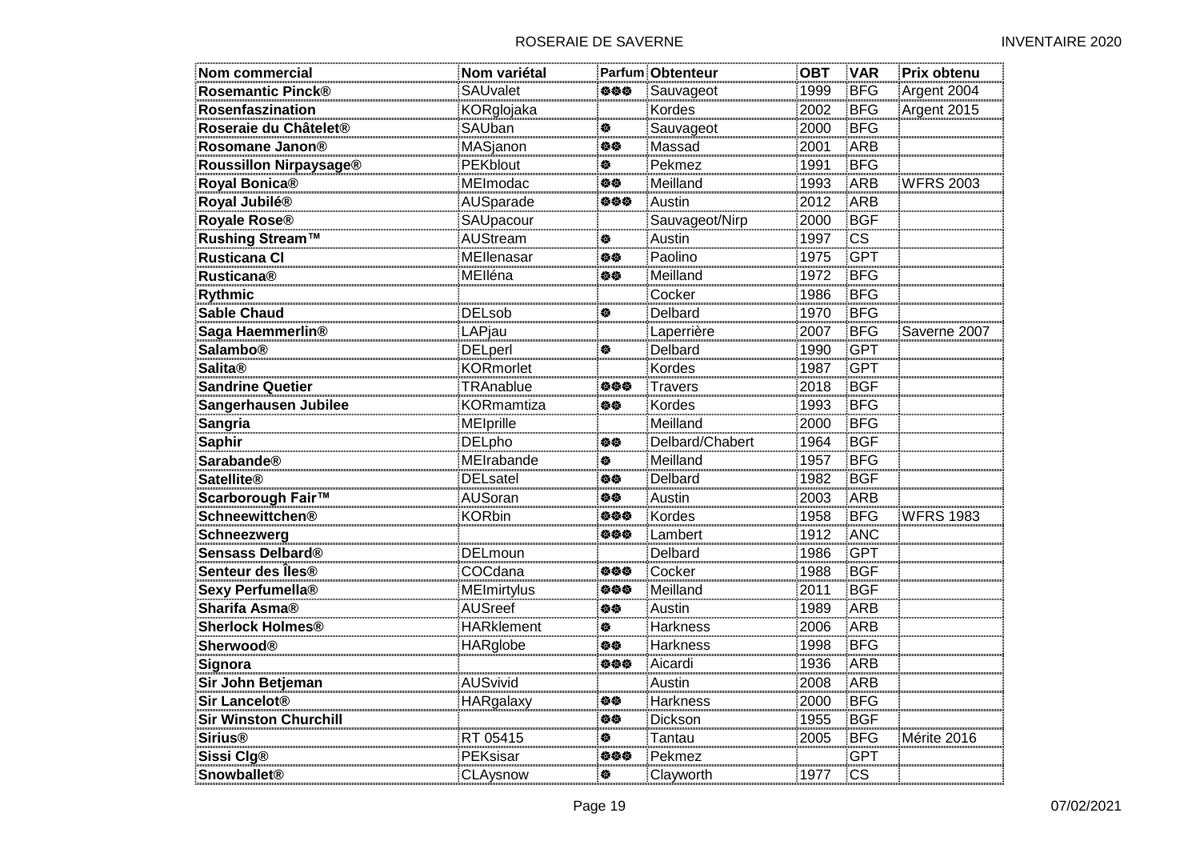| Nom commercial | Nom variétal | Parfum | Obtenteur | OBT | VAR | Prix obtenu |
|---|---|---|---|---|---|---|
| **Rosemantic Pinck®** | SAUvalet | ❁❁❁ | Sauvageot | 1999 | BFG | Argent 2004 |
| **Rosenfaszination** | KORglojaka | | Kordes | 2002 | BFG | Argent 2015 |
| **Roseraie du Châtelet®** | SAUban | ❁ | Sauvageot | 2000 | BFG | |
| **Rosomane Janon®** | MASjanon | ❁❁ | Massad | 2001 | ARB | |
| **Roussillon Nirpaysage®** | PEKblout | ❁ | Pekmez | 1991 | BFG | |
| **Royal Bonica®** | MEImodac | ❁❁ | Meilland | 1993 | ARB | WFRS 2003 |
| **Royal Jubilé®** | AUSparade | ❁❁❁ | Austin | 2012 | ARB | |
| **Royale Rose®** | SAUpacour | | Sauvageot/Nirp | 2000 | BGF | |
| **Rushing Stream™** | AUStream | ❁ | Austin | 1997 | CS | |
| **Rusticana Cl** | MEIlenasar | ❁❁ | Paolino | 1975 | GPT | |
| **Rusticana®** | MEIléna | ❁❁ | Meilland | 1972 | BFG | |
| **Rythmic** | | | Cocker | 1986 | BFG | |
| **Sable Chaud** | DELsob | ❁ | Delbard | 1970 | BFG | |
| **Saga Haemmerlin®** | LAPjau | | Laperrière | 2007 | BFG | Saverne 2007 |
| **Salambo®** | DELperl | ❁ | Delbard | 1990 | GPT | |
| **Salita®** | KORmorlet | | Kordes | 1987 | GPT | |
| **Sandrine Quetier** | TRAnablue | ❁❁❁ | Travers | 2018 | BGF | |
| **Sangerhausen Jubilee** | KORmamtiza | ❁❁ | Kordes | 1993 | BFG | |
| **Sangria** | MEIprille | | Meilland | 2000 | BFG | |
| **Saphir** | DELpho | ❁❁ | Delbard/Chabert | 1964 | BGF | |
| **Sarabande®** | MEIrabande | ❁ | Meilland | 1957 | BFG | |
| **Satellite®** | DELsatel | ❁❁ | Delbard | 1982 | BGF | |
| **Scarborough Fair™** | AUSoran | ❁❁ | Austin | 2003 | ARB | |
| **Schneewittchen®** | KORbin | ❁❁❁ | Kordes | 1958 | BFG | WFRS 1983 |
| **Schneezwerg** | | ❁❁❁ | Lambert | 1912 | ANC | |
| **Sensass Delbard®** | DELmoun | | Delbard | 1986 | GPT | |
| **Senteur des Îles®** | COCdana | ❁❁❁ | Cocker | 1988 | BGF | |
| **Sexy Perfumella®** | MEImirtylus | ❁❁❁ | Meilland | 2011 | BGF | |
| **Sharifa Asma®** | AUSreef | ❁❁ | Austin | 1989 | ARB | |
| **Sherlock Holmes®** | HARklement | ❁ | Harkness | 2006 | ARB | |
| **Sherwood®** | HARglobe | ❁❁ | Harkness | 1998 | BFG | |
| **Signora** | | ❁❁❁ | Aicardi | 1936 | ARB | |
| **Sir John Betjeman** | AUSvivid | | Austin | 2008 | ARB | |
| **Sir Lancelot®** | HARgalaxy | ❁❁ | Harkness | 2000 | BFG | |
| **Sir Winston Churchill** | | ❁❁ | Dickson | 1955 | BGF | |
| **Sirius®** | RT 05415 | ❁ | Tantau | 2005 | BFG | Mérite 2016 |
| **Sissi Clg®** | PEKsisar | ❁❁❁ | Pekmez | | GPT | |
| **Snowballet®** | CLAysnow | ❁ | Clayworth | 1977 | CS | |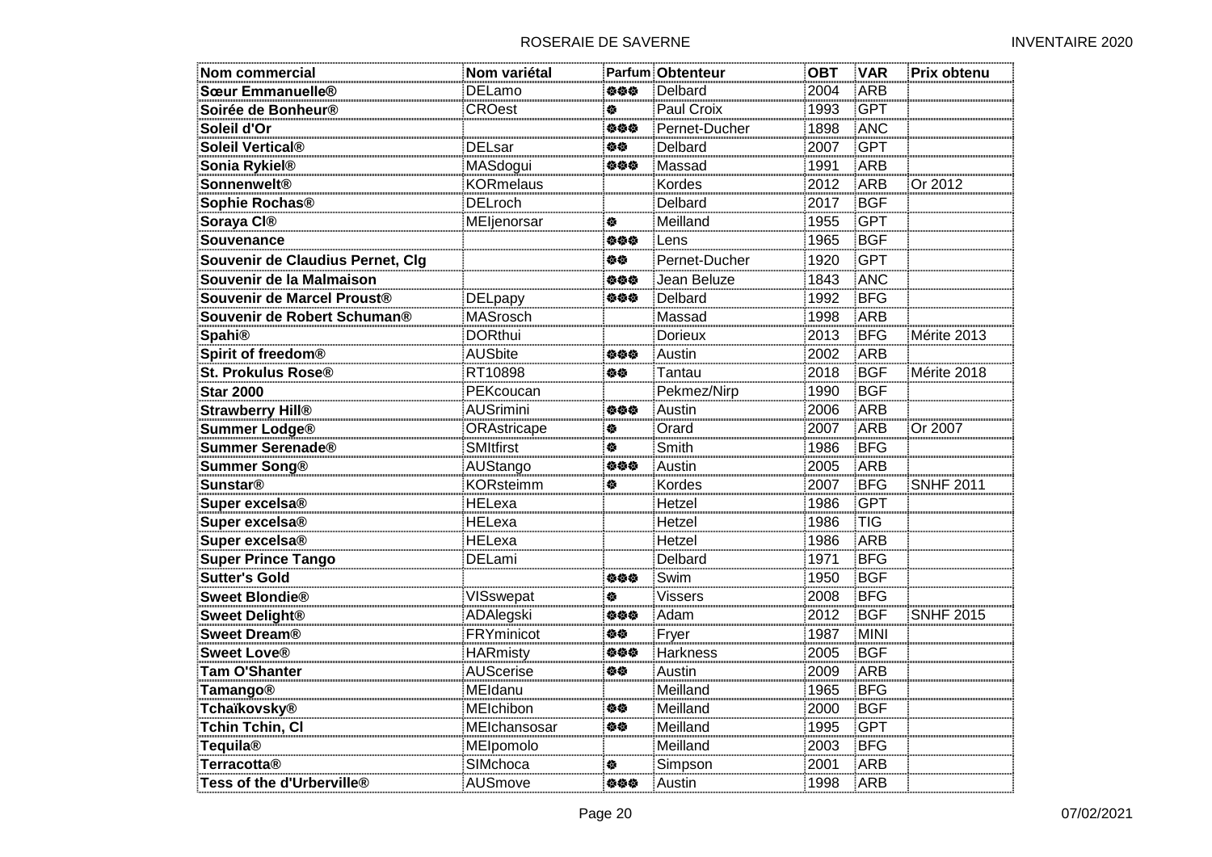| Nom commercial | Nom variétal | Parfum | Obtenteur | OBT | VAR | Prix obtenu |
|---|---|---|---|---|---|---|
| **Sœur Emmanuelle®** | DELamo | ❀❀❀ | Delbard | 2004 | ARB | |
| **Soirée de Bonheur®** | CROest | ❀ | Paul Croix | 1993 | GPT | |
| **Soleil d'Or** | | ❀❀❀ | Pernet-Ducher | 1898 | ANC | |
| **Soleil Vertical®** | DELsar | ❀❀ | Delbard | 2007 | GPT | |
| **Sonia Rykiel®** | MASdogui | ❀❀❀ | Massad | 1991 | ARB | |
| **Sonnenwelt®** | KORmelaus | | Kordes | 2012 | ARB | Or 2012 |
| **Sophie Rochas®** | DELroch | | Delbard | 2017 | BGF | |
| **Soraya Cl®** | MEIjenorsar | ❀ | Meilland | 1955 | GPT | |
| **Souvenance** | | ❀❀❀ | Lens | 1965 | BGF | |
| **Souvenir de Claudius Pernet, Clg** | | ❀❀ | Pernet-Ducher | 1920 | GPT | |
| **Souvenir de la Malmaison** | | ❀❀❀ | Jean Beluze | 1843 | ANC | |
| **Souvenir de Marcel Proust®** | DELpapy | ❀❀❀ | Delbard | 1992 | BFG | |
| **Souvenir de Robert Schuman®** | MASrosch | | Massad | 1998 | ARB | |
| **Spahi®** | DORthui | | Dorieux | 2013 | BFG | Mérite 2013 |
| **Spirit of freedom®** | AUSbite | ❀❀❀ | Austin | 2002 | ARB | |
| **St. Prokulus Rose®** | RT10898 | ❀❀ | Tantau | 2018 | BGF | Mérite 2018 |
| **Star 2000** | PEKcoucan | | Pekmez/Nirp | 1990 | BGF | |
| **Strawberry Hill®** | AUSrimini | ❀❀❀ | Austin | 2006 | ARB | |
| **Summer Lodge®** | ORAstricape | ❀ | Orard | 2007 | ARB | Or 2007 |
| **Summer Serenade®** | SMItfirst | ❀ | Smith | 1986 | BFG | |
| **Summer Song®** | AUStango | ❀❀❀ | Austin | 2005 | ARB | |
| **Sunstar®** | KORsteimm | ❀ | Kordes | 2007 | BFG | SNHF 2011 |
| **Super excelsa®** | HELexa | | Hetzel | 1986 | GPT | |
| **Super excelsa®** | HELexa | | Hetzel | 1986 | TIG | |
| **Super excelsa®** | HELexa | | Hetzel | 1986 | ARB | |
| **Super Prince Tango** | DELami | | Delbard | 1971 | BFG | |
| **Sutter's Gold** | | ❀❀❀ | Swim | 1950 | BGF | |
| **Sweet Blondie®** | VISswepat | ❀ | Vissers | 2008 | BFG | |
| **Sweet Delight®** | ADAlegski | ❀❀❀ | Adam | 2012 | BGF | SNHF 2015 |
| **Sweet Dream®** | FRYminicot | ❀❀ | Fryer | 1987 | MINI | |
| **Sweet Love®** | HARmisty | ❀❀❀ | Harkness | 2005 | BGF | |
| **Tam O'Shanter** | AUScerise | ❀❀ | Austin | 2009 | ARB | |
| **Tamango®** | MEIdanu | | Meilland | 1965 | BFG | |
| **Tchaïkovsky®** | MEIchibon | ❀❀ | Meilland | 2000 | BGF | |
| **Tchin Tchin, Cl** | MEIchansosar | ❀❀ | Meilland | 1995 | GPT | |
| **Tequila®** | MEIpomolo | | Meilland | 2003 | BFG | |
| **Terracotta®** | SIMchoca | ❀ | Simpson | 2001 | ARB | |
| **Tess of the d'Urberville®** | AUSmove | ❀❀❀ | Austin | 1998 | ARB | |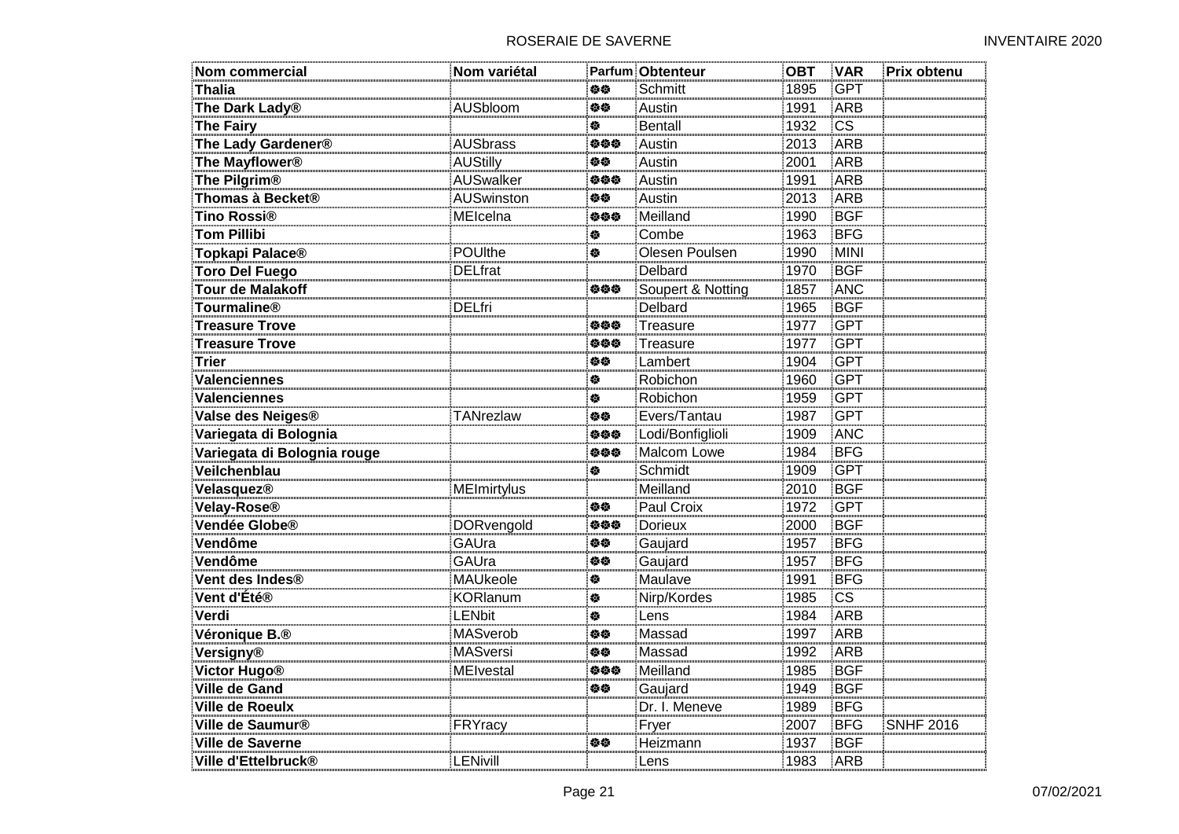| Nom commercial | Nom variétal | Parfum | Obtenteur | OBT | VAR | Prix obtenu |
|---|---|---|---|---|---|---|
| **Thalia** | | ❁❁ | Schmitt | 1895 | GPT | |
| **The Dark Lady®** | AUSbloom | ❁❁ | Austin | 1991 | ARB | |
| **The Fairy** | | ❁ | Bentall | 1932 | CS | |
| **The Lady Gardener®** | AUSbrass | ❁❁❁ | Austin | 2013 | ARB | |
| **The Mayflower®** | AUStilly | ❁❁ | Austin | 2001 | ARB | |
| **The Pilgrim®** | AUSwalker | ❁❁❁ | Austin | 1991 | ARB | |
| **Thomas à Becket®** | AUSwinston | ❁❁ | Austin | 2013 | ARB | |
| **Tino Rossi®** | MEIcelna | ❁❁❁ | Meilland | 1990 | BGF | |
| **Tom Pillibi** | | ❁ | Combe | 1963 | BFG | |
| **Topkapi Palace®** | POUlthe | ❁ | Olesen Poulsen | 1990 | MINI | |
| **Toro Del Fuego** | DELfrat | | Delbard | 1970 | BGF | |
| **Tour de Malakoff** | | ❁❁❁ | Soupert & Notting | 1857 | ANC | |
| **Tourmaline®** | DELfri | | Delbard | 1965 | BGF | |
| **Treasure Trove** | | ❁❁❁ | Treasure | 1977 | GPT | |
| **Treasure Trove** | | ❁❁❁ | Treasure | 1977 | GPT | |
| **Trier** | | ❁❁ | Lambert | 1904 | GPT | |
| **Valenciennes** | | ❁ | Robichon | 1960 | GPT | |
| **Valenciennes** | | ❁ | Robichon | 1959 | GPT | |
| **Valse des Neiges®** | TANrezlaw | ❁❁ | Evers/Tantau | 1987 | GPT | |
| **Variegata di Bolognia** | | ❁❁❁ | Lodi/Bonfiglioli | 1909 | ANC | |
| **Variegata di Bolognia rouge** | | ❁❁❁ | Malcom Lowe | 1984 | BFG | |
| **Veilchenblau** | | ❁ | Schmidt | 1909 | GPT | |
| **Velasquez®** | MEImirtylus | | Meilland | 2010 | BGF | |
| **Velay-Rose®** | | ❁❁ | Paul Croix | 1972 | GPT | |
| **Vendée Globe®** | DORvengold | ❁❁❁ | Dorieux | 2000 | BGF | |
| **Vendôme** | GAUra | ❁❁ | Gaujard | 1957 | BFG | |
| **Vendôme** | GAUra | ❁❁ | Gaujard | 1957 | BFG | |
| **Vent des Indes®** | MAUkeole | ❁ | Maulave | 1991 | BFG | |
| **Vent d'Été®** | KORlanum | ❁ | Nirp/Kordes | 1985 | CS | |
| **Verdi** | LENbit | ❁ | Lens | 1984 | ARB | |
| **Véronique B.®** | MASverob | ❁❁ | Massad | 1997 | ARB | |
| **Versigny®** | MASversi | ❁❁ | Massad | 1992 | ARB | |
| **Victor Hugo®** | MEIvestal | ❁❁❁ | Meilland | 1985 | BGF | |
| **Ville de Gand** | | ❁❁ | Gaujard | 1949 | BGF | |
| **Ville de Roeulx** | | | Dr. I. Meneve | 1989 | BFG | |
| **Ville de Saumur®** | FRYracy | | Fryer | 2007 | BFG | SNHF 2016 |
| **Ville de Saverne** | | ❁❁ | Heizmann | 1937 | BGF | |
| **Ville d'Ettelbruck®** | LENivill | | Lens | 1983 | ARB | |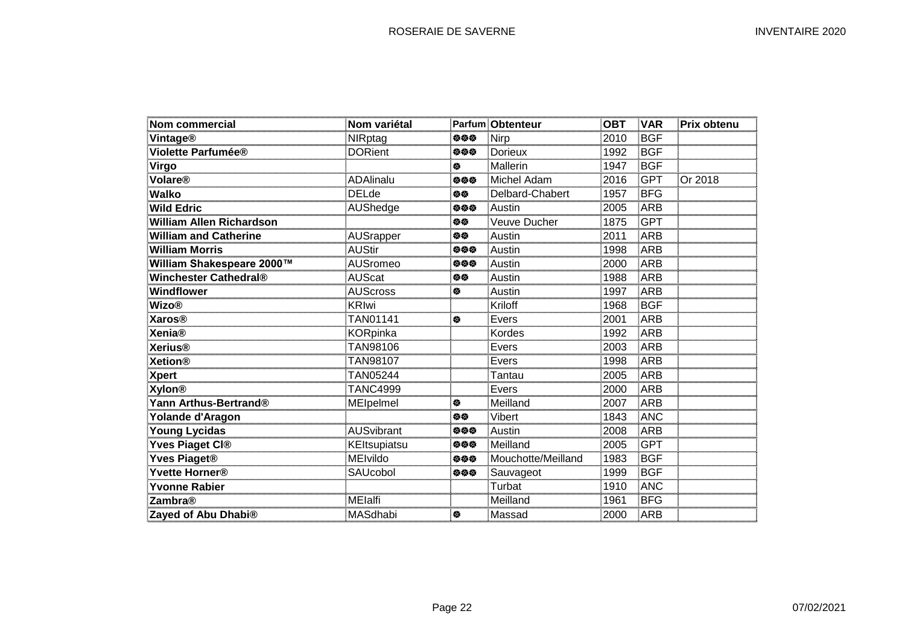| Nom commercial | Nom variétal | Parfum | Obtenteur | OBT | VAR | Prix obtenu |
|---|---|---|---|---|---|---|
| **Vintage®** | NIRptag | ❁❁❁ | Nirp | 2010 | BGF | |
| **Violette Parfumée®** | DORient | ❁❁❁ | Dorieux | 1992 | BGF | |
| **Virgo** | | ❁ | Mallerin | 1947 | BGF | |
| **Volare®** | ADAlinalu | ❁❁❁ | Michel Adam | 2016 | GPT | Or 2018 |
| **Walko** | DELde | ❁❁ | Delbard-Chabert | 1957 | BFG | |
| **Wild Edric** | AUShedge | ❁❁❁ | Austin | 2005 | ARB | |
| **William Allen Richardson** | | ❁❁ | Veuve Ducher | 1875 | GPT | |
| **William and Catherine** | AUSrapper | ❁❁ | Austin | 2011 | ARB | |
| **William Morris** | AUStir | ❁❁❁ | Austin | 1998 | ARB | |
| **William Shakespeare 2000™** | AUSromeo | ❁❁❁ | Austin | 2000 | ARB | |
| **Winchester Cathedral®** | AUScat | ❁❁ | Austin | 1988 | ARB | |
| **Windflower** | AUScross | ❁ | Austin | 1997 | ARB | |
| **Wizo®** | KRIwi | | Kriloff | 1968 | BGF | |
| **Xaros®** | TAN01141 | ❁ | Evers | 2001 | ARB | |
| **Xenia®** | KORpinka | | Kordes | 1992 | ARB | |
| **Xerius®** | TAN98106 | | Evers | 2003 | ARB | |
| **Xetion®** | TAN98107 | | Evers | 1998 | ARB | |
| **Xpert** | TAN05244 | | Tantau | 2005 | ARB | |
| **Xylon®** | TANC4999 | | Evers | 2000 | ARB | |
| **Yann Arthus-Bertrand®** | MEIpelmel | ❁ | Meilland | 2007 | ARB | |
| **Yolande d'Aragon** | | ❁❁ | Vibert | 1843 | ANC | |
| **Young Lycidas** | AUSvibrant | ❁❁❁ | Austin | 2008 | ARB | |
| **Yves Piaget Cl®** | KEItsupiatsu | ❁❁❁ | Meilland | 2005 | GPT | |
| **Yves Piaget®** | MEIvildo | ❁❁❁ | Mouchotte/Meilland | 1983 | BGF | |
| **Yvette Horner®** | SAUcobol | ❁❁❁ | Sauvageot | 1999 | BGF | |
| **Yvonne Rabier** | | | Turbat | 1910 | ANC | |
| **Zambra®** | MEIalfi | | Meilland | 1961 | BFG | |
| **Zayed of Abu Dhabi®** | MASdhabi | ❁ | Massad | 2000 | ARB | |